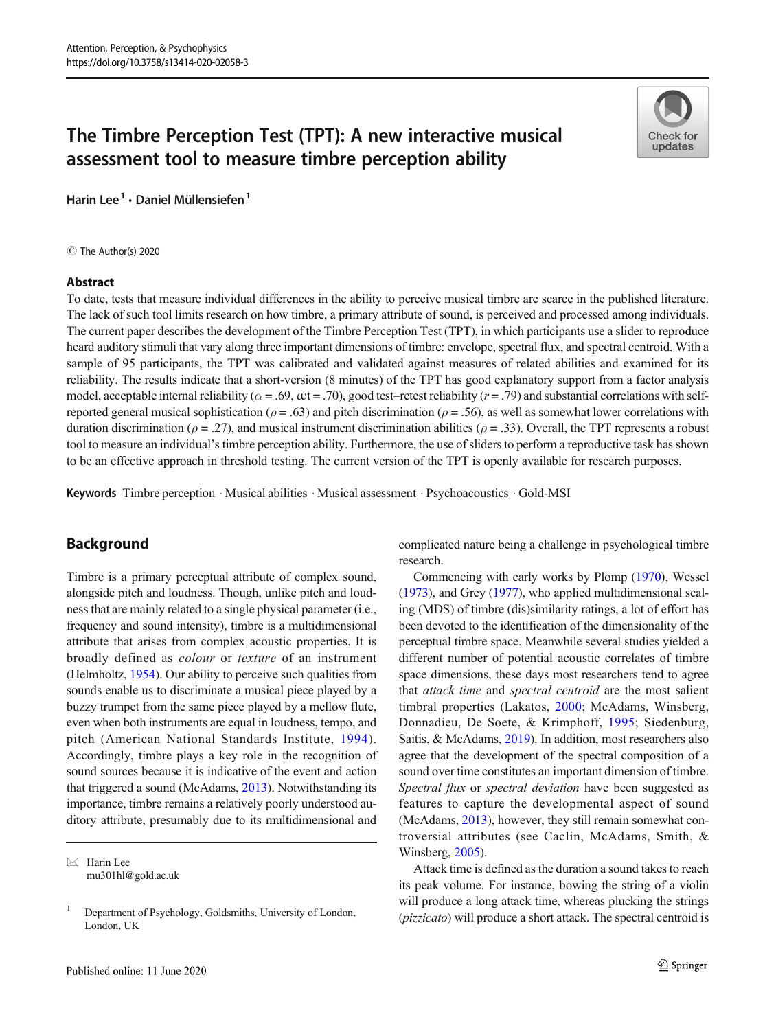Attention, Perception, & Psychophysics
https://doi.org/10.3758/s13414-020-02058-3

# The Timbre Perception Test (TPT): A new interactive musical assessment tool to measure timbre perception ability

Harin Lee[1] · Daniel Müllensiefen[1]

© The Author(s) 2020

## Abstract

To date, tests that measure individual differences in the ability to perceive musical timbre are scarce in the published literature. The lack of such tool limits research on how timbre, a primary attribute of sound, is perceived and processed among individuals. The current paper describes the development of the Timbre Perception Test (TPT), in which participants use a slider to reproduce heard auditory stimuli that vary along three important dimensions of timbre: envelope, spectral flux, and spectral centroid. With a sample of 95 participants, the TPT was calibrated and validated against measures of related abilities and examined for its reliability. The results indicate that a short-version (8 minutes) of the TPT has good explanatory support from a factor analysis model, acceptable internal reliability ($\alpha = .69$, $\omega t = .70$), good test–retest reliability ($r = .79$) and substantial correlations with self-reported general musical sophistication ($\rho = .63$) and pitch discrimination ($\rho = .56$), as well as somewhat lower correlations with duration discrimination ($\rho = .27$), and musical instrument discrimination abilities ($\rho = .33$). Overall, the TPT represents a robust tool to measure an individual's timbre perception ability. Furthermore, the use of sliders to perform a reproductive task has shown to be an effective approach in threshold testing. The current version of the TPT is openly available for research purposes.

**Keywords** Timbre perception · Musical abilities · Musical assessment · Psychoacoustics · Gold-MSI

## Background

Timbre is a primary perceptual attribute of complex sound, alongside pitch and loudness. Though, unlike pitch and loudness that are mainly related to a single physical parameter (i.e., frequency and sound intensity), timbre is a multidimensional attribute that arises from complex acoustic properties. It is broadly defined as *colour* or *texture* of an instrument (Helmholtz, 1954). Our ability to perceive such qualities from sounds enable us to discriminate a musical piece played by a buzzy trumpet from the same piece played by a mellow flute, even when both instruments are equal in loudness, tempo, and pitch (American National Standards Institute, 1994). Accordingly, timbre plays a key role in the recognition of sound sources because it is indicative of the event and action that triggered a sound (McAdams, 2013). Notwithstanding its importance, timbre remains a relatively poorly understood auditory attribute, presumably due to its multidimensional and complicated nature being a challenge in psychological timbre research.

Commencing with early works by Plomp (1970), Wessel (1973), and Grey (1977), who applied multidimensional scaling (MDS) of timbre (dis)similarity ratings, a lot of effort has been devoted to the identification of the dimensionality of the perceptual timbre space. Meanwhile several studies yielded a different number of potential acoustic correlates of timbre space dimensions, these days most researchers tend to agree that *attack time* and *spectral centroid* are the most salient timbral properties (Lakatos, 2000; McAdams, Winsberg, Donnadieu, De Soete, & Krimphoff, 1995; Siedenburg, Saitis, & McAdams, 2019). In addition, most researchers also agree that the development of the spectral composition of a sound over time constitutes an important dimension of timbre. *Spectral flux* or *spectral deviation* have been suggested as features to capture the developmental aspect of sound (McAdams, 2013), however, they still remain somewhat controversial attributes (see Caclin, McAdams, Smith, & Winsberg, 2005).

Attack time is defined as the duration a sound takes to reach its peak volume. For instance, bowing the string of a violin will produce a long attack time, whereas plucking the strings (*pizzicato*) will produce a short attack. The spectral centroid is

---

✉ Harin Lee
mu301hl@gold.ac.uk

[1] Department of Psychology, Goldsmiths, University of London, London, UK

Published online: 11 June 2020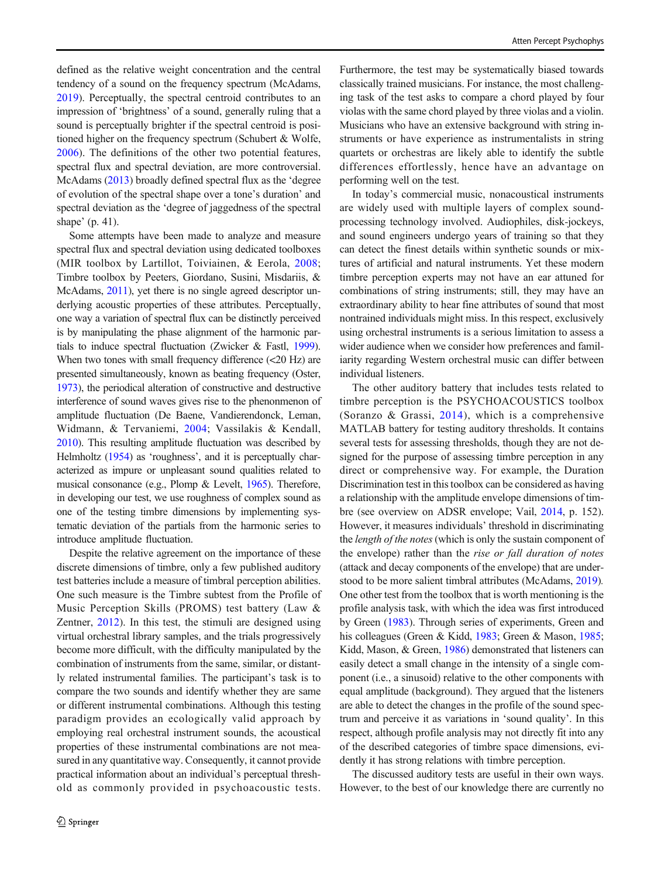defined as the relative weight concentration and the central tendency of a sound on the frequency spectrum (McAdams, 2019). Perceptually, the spectral centroid contributes to an impression of 'brightness' of a sound, generally ruling that a sound is perceptually brighter if the spectral centroid is positioned higher on the frequency spectrum (Schubert & Wolfe, 2006). The definitions of the other two potential features, spectral flux and spectral deviation, are more controversial. McAdams (2013) broadly defined spectral flux as the 'degree of evolution of the spectral shape over a tone's duration' and spectral deviation as the 'degree of jaggedness of the spectral shape' (p. 41).

Some attempts have been made to analyze and measure spectral flux and spectral deviation using dedicated toolboxes (MIR toolbox by Lartillot, Toiviainen, & Eerola, 2008; Timbre toolbox by Peeters, Giordano, Susini, Misdariis, & McAdams, 2011), yet there is no single agreed descriptor underlying acoustic properties of these attributes. Perceptually, one way a variation of spectral flux can be distinctly perceived is by manipulating the phase alignment of the harmonic partials to induce spectral fluctuation (Zwicker & Fastl, 1999). When two tones with small frequency difference (<20 Hz) are presented simultaneously, known as beating frequency (Oster, 1973), the periodical alteration of constructive and destructive interference of sound waves gives rise to the phenonmenon of amplitude fluctuation (De Baene, Vandierendonck, Leman, Widmann, & Tervaniemi, 2004; Vassilakis & Kendall, 2010). This resulting amplitude fluctuation was described by Helmholtz (1954) as 'roughness', and it is perceptually characterized as impure or unpleasant sound qualities related to musical consonance (e.g., Plomp & Levelt, 1965). Therefore, in developing our test, we use roughness of complex sound as one of the testing timbre dimensions by implementing systematic deviation of the partials from the harmonic series to introduce amplitude fluctuation.

Despite the relative agreement on the importance of these discrete dimensions of timbre, only a few published auditory test batteries include a measure of timbral perception abilities. One such measure is the Timbre subtest from the Profile of Music Perception Skills (PROMS) test battery (Law & Zentner, 2012). In this test, the stimuli are designed using virtual orchestral library samples, and the trials progressively become more difficult, with the difficulty manipulated by the combination of instruments from the same, similar, or distantly related instrumental families. The participant's task is to compare the two sounds and identify whether they are same or different instrumental combinations. Although this testing paradigm provides an ecologically valid approach by employing real orchestral instrument sounds, the acoustical properties of these instrumental combinations are not measured in any quantitative way. Consequently, it cannot provide practical information about an individual's perceptual threshold as commonly provided in psychoacoustic tests. Furthermore, the test may be systematically biased towards classically trained musicians. For instance, the most challenging task of the test asks to compare a chord played by four violas with the same chord played by three violas and a violin. Musicians who have an extensive background with string instruments or have experience as instrumentalists in string quartets or orchestras are likely able to identify the subtle differences effortlessly, hence have an advantage on performing well on the test.

In today's commercial music, nonacoustical instruments are widely used with multiple layers of complex sound-processing technology involved. Audiophiles, disk-jockeys, and sound engineers undergo years of training so that they can detect the finest details within synthetic sounds or mixtures of artificial and natural instruments. Yet these modern timbre perception experts may not have an ear attuned for combinations of string instruments; still, they may have an extraordinary ability to hear fine attributes of sound that most nontrained individuals might miss. In this respect, exclusively using orchestral instruments is a serious limitation to assess a wider audience when we consider how preferences and familiarity regarding Western orchestral music can differ between individual listeners.

The other auditory battery that includes tests related to timbre perception is the PSYCHOACOUSTICS toolbox (Soranzo & Grassi, 2014), which is a comprehensive MATLAB battery for testing auditory thresholds. It contains several tests for assessing thresholds, though they are not designed for the purpose of assessing timbre perception in any direct or comprehensive way. For example, the Duration Discrimination test in this toolbox can be considered as having a relationship with the amplitude envelope dimensions of timbre (see overview on ADSR envelope; Vail, 2014, p. 152). However, it measures individuals' threshold in discriminating the *length of the notes* (which is only the sustain component of the envelope) rather than the *rise or fall duration of notes* (attack and decay components of the envelope) that are understood to be more salient timbral attributes (McAdams, 2019). One other test from the toolbox that is worth mentioning is the profile analysis task, with which the idea was first introduced by Green (1983). Through series of experiments, Green and his colleagues (Green & Kidd, 1983; Green & Mason, 1985; Kidd, Mason, & Green, 1986) demonstrated that listeners can easily detect a small change in the intensity of a single component (i.e., a sinusoid) relative to the other components with equal amplitude (background). They argued that the listeners are able to detect the changes in the profile of the sound spectrum and perceive it as variations in 'sound quality'. In this respect, although profile analysis may not directly fit into any of the described categories of timbre space dimensions, evidently it has strong relations with timbre perception.

The discussed auditory tests are useful in their own ways. However, to the best of our knowledge there are currently no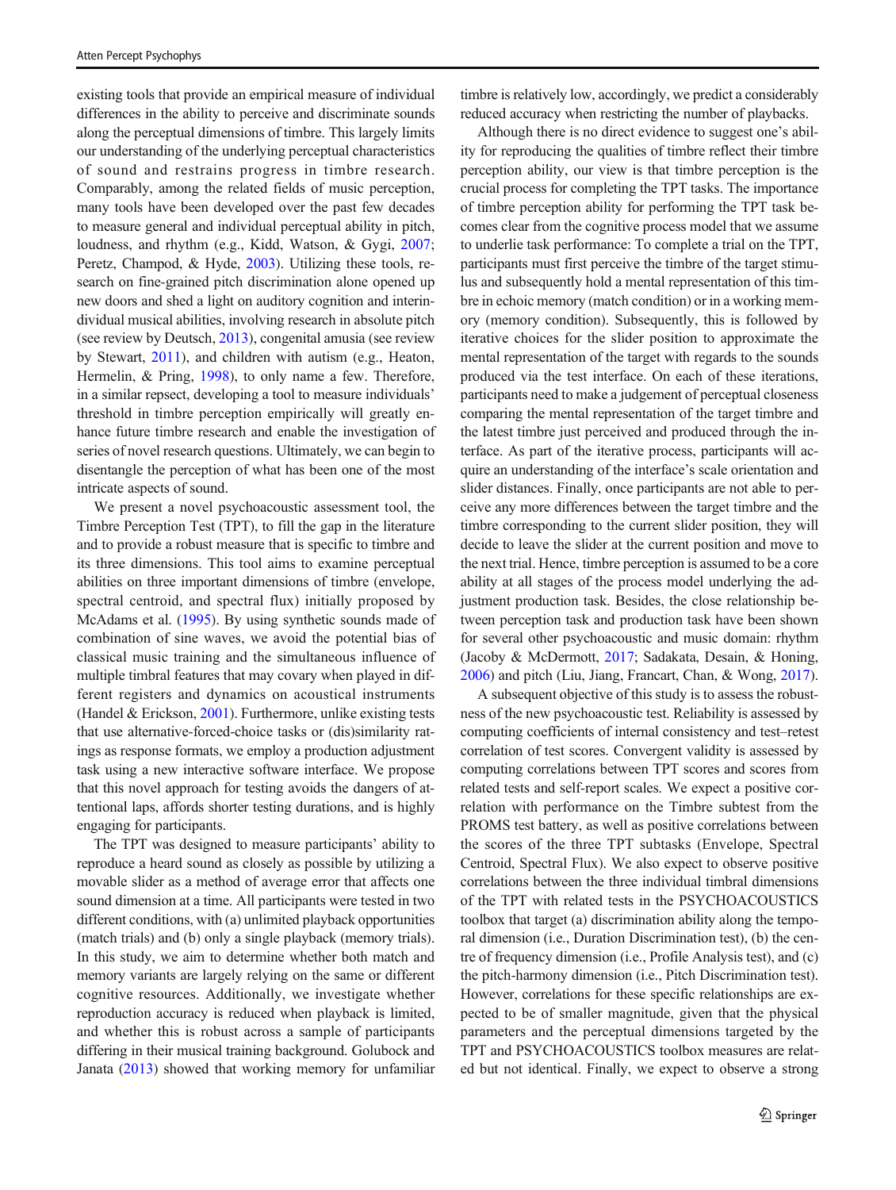existing tools that provide an empirical measure of individual differences in the ability to perceive and discriminate sounds along the perceptual dimensions of timbre. This largely limits our understanding of the underlying perceptual characteristics of sound and restrains progress in timbre research. Comparably, among the related fields of music perception, many tools have been developed over the past few decades to measure general and individual perceptual ability in pitch, loudness, and rhythm (e.g., Kidd, Watson, & Gygi, 2007; Peretz, Champod, & Hyde, 2003). Utilizing these tools, research on fine-grained pitch discrimination alone opened up new doors and shed a light on auditory cognition and interindividual musical abilities, involving research in absolute pitch (see review by Deutsch, 2013), congenital amusia (see review by Stewart, 2011), and children with autism (e.g., Heaton, Hermelin, & Pring, 1998), to only name a few. Therefore, in a similar repsect, developing a tool to measure individuals' threshold in timbre perception empirically will greatly enhance future timbre research and enable the investigation of series of novel research questions. Ultimately, we can begin to disentangle the perception of what has been one of the most intricate aspects of sound.

We present a novel psychoacoustic assessment tool, the Timbre Perception Test (TPT), to fill the gap in the literature and to provide a robust measure that is specific to timbre and its three dimensions. This tool aims to examine perceptual abilities on three important dimensions of timbre (envelope, spectral centroid, and spectral flux) initially proposed by McAdams et al. (1995). By using synthetic sounds made of combination of sine waves, we avoid the potential bias of classical music training and the simultaneous influence of multiple timbral features that may covary when played in different registers and dynamics on acoustical instruments (Handel & Erickson, 2001). Furthermore, unlike existing tests that use alternative-forced-choice tasks or (dis)similarity ratings as response formats, we employ a production adjustment task using a new interactive software interface. We propose that this novel approach for testing avoids the dangers of attentional laps, affords shorter testing durations, and is highly engaging for participants.

The TPT was designed to measure participants' ability to reproduce a heard sound as closely as possible by utilizing a movable slider as a method of average error that affects one sound dimension at a time. All participants were tested in two different conditions, with (a) unlimited playback opportunities (match trials) and (b) only a single playback (memory trials). In this study, we aim to determine whether both match and memory variants are largely relying on the same or different cognitive resources. Additionally, we investigate whether reproduction accuracy is reduced when playback is limited, and whether this is robust across a sample of participants differing in their musical training background. Golubock and Janata (2013) showed that working memory for unfamiliar timbre is relatively low, accordingly, we predict a considerably reduced accuracy when restricting the number of playbacks.

Although there is no direct evidence to suggest one's ability for reproducing the qualities of timbre reflect their timbre perception ability, our view is that timbre perception is the crucial process for completing the TPT tasks. The importance of timbre perception ability for performing the TPT task becomes clear from the cognitive process model that we assume to underlie task performance: To complete a trial on the TPT, participants must first perceive the timbre of the target stimulus and subsequently hold a mental representation of this timbre in echoic memory (match condition) or in a working memory (memory condition). Subsequently, this is followed by iterative choices for the slider position to approximate the mental representation of the target with regards to the sounds produced via the test interface. On each of these iterations, participants need to make a judgement of perceptual closeness comparing the mental representation of the target timbre and the latest timbre just perceived and produced through the interface. As part of the iterative process, participants will acquire an understanding of the interface's scale orientation and slider distances. Finally, once participants are not able to perceive any more differences between the target timbre and the timbre corresponding to the current slider position, they will decide to leave the slider at the current position and move to the next trial. Hence, timbre perception is assumed to be a core ability at all stages of the process model underlying the adjustment production task. Besides, the close relationship between perception task and production task have been shown for several other psychoacoustic and music domain: rhythm (Jacoby & McDermott, 2017; Sadakata, Desain, & Honing, 2006) and pitch (Liu, Jiang, Francart, Chan, & Wong, 2017).

A subsequent objective of this study is to assess the robustness of the new psychoacoustic test. Reliability is assessed by computing coefficients of internal consistency and test–retest correlation of test scores. Convergent validity is assessed by computing correlations between TPT scores and scores from related tests and self-report scales. We expect a positive correlation with performance on the Timbre subtest from the PROMS test battery, as well as positive correlations between the scores of the three TPT subtasks (Envelope, Spectral Centroid, Spectral Flux). We also expect to observe positive correlations between the three individual timbral dimensions of the TPT with related tests in the PSYCHOACOUSTICS toolbox that target (a) discrimination ability along the temporal dimension (i.e., Duration Discrimination test), (b) the centre of frequency dimension (i.e., Profile Analysis test), and (c) the pitch-harmony dimension (i.e., Pitch Discrimination test). However, correlations for these specific relationships are expected to be of smaller magnitude, given that the physical parameters and the perceptual dimensions targeted by the TPT and PSYCHOACOUSTICS toolbox measures are related but not identical. Finally, we expect to observe a strong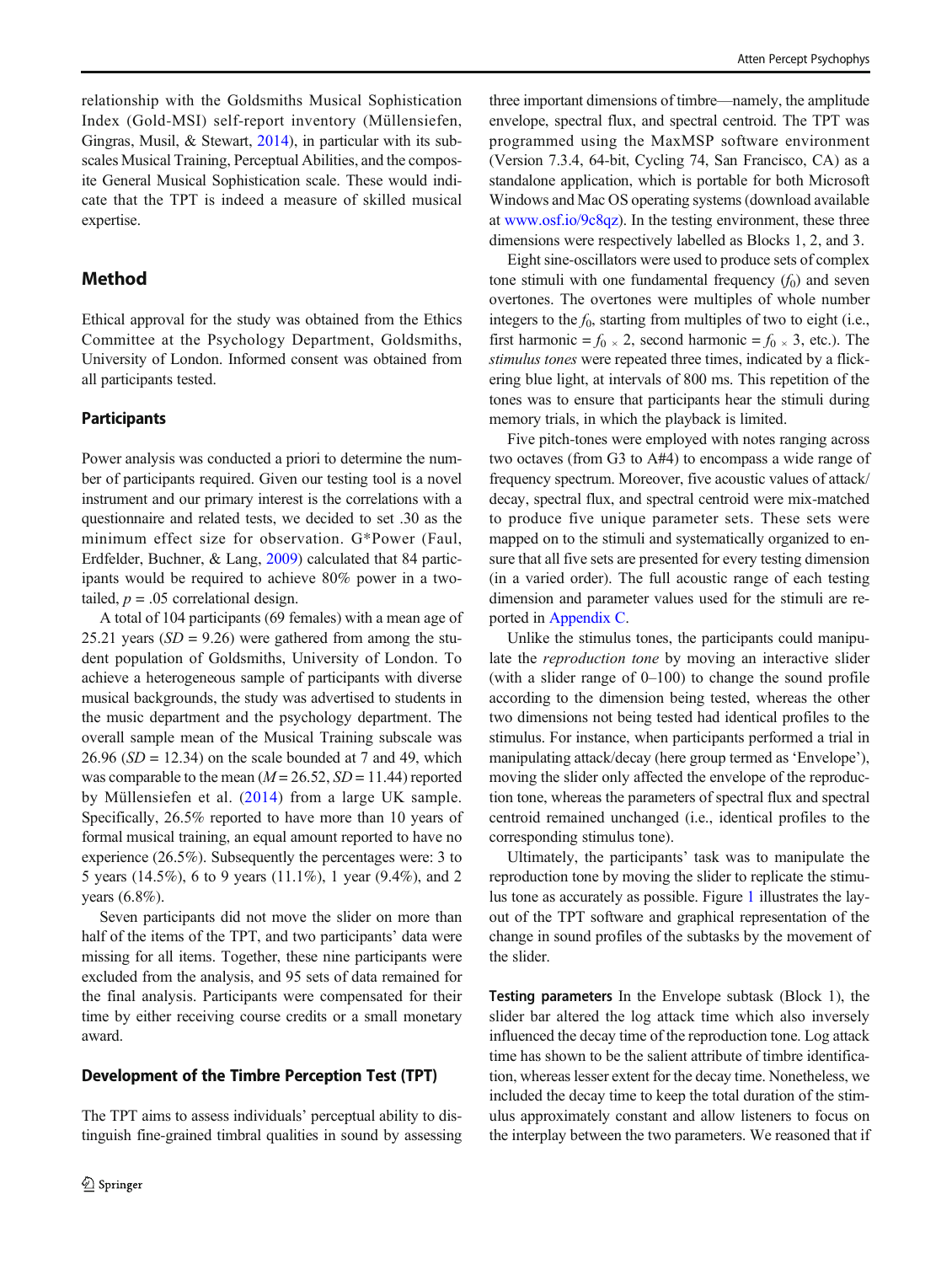relationship with the Goldsmiths Musical Sophistication Index (Gold-MSI) self-report inventory (Müllensiefen, Gingras, Musil, & Stewart, 2014), in particular with its subscales Musical Training, Perceptual Abilities, and the composite General Musical Sophistication scale. These would indicate that the TPT is indeed a measure of skilled musical expertise.

## Method

Ethical approval for the study was obtained from the Ethics Committee at the Psychology Department, Goldsmiths, University of London. Informed consent was obtained from all participants tested.

### Participants

Power analysis was conducted a priori to determine the number of participants required. Given our testing tool is a novel instrument and our primary interest is the correlations with a questionnaire and related tests, we decided to set .30 as the minimum effect size for observation. G*Power (Faul, Erdfelder, Buchner, & Lang, 2009) calculated that 84 participants would be required to achieve 80% power in a two-tailed, $p = .05$ correlational design.

A total of 104 participants (69 females) with a mean age of 25.21 years ($SD = 9.26$) were gathered from among the student population of Goldsmiths, University of London. To achieve a heterogeneous sample of participants with diverse musical backgrounds, the study was advertised to students in the music department and the psychology department. The overall sample mean of the Musical Training subscale was 26.96 ($SD = 12.34$) on the scale bounded at 7 and 49, which was comparable to the mean ($M = 26.52$, $SD = 11.44$) reported by Müllensiefen et al. (2014) from a large UK sample. Specifically, 26.5% reported to have more than 10 years of formal musical training, an equal amount reported to have no experience (26.5%). Subsequently the percentages were: 3 to 5 years (14.5%), 6 to 9 years (11.1%), 1 year (9.4%), and 2 years (6.8%).

Seven participants did not move the slider on more than half of the items of the TPT, and two participants' data were missing for all items. Together, these nine participants were excluded from the analysis, and 95 sets of data remained for the final analysis. Participants were compensated for their time by either receiving course credits or a small monetary award.

### Development of the Timbre Perception Test (TPT)

The TPT aims to assess individuals' perceptual ability to distinguish fine-grained timbral qualities in sound by assessing three important dimensions of timbre—namely, the amplitude envelope, spectral flux, and spectral centroid. The TPT was programmed using the MaxMSP software environment (Version 7.3.4, 64-bit, Cycling 74, San Francisco, CA) as a standalone application, which is portable for both Microsoft Windows and Mac OS operating systems (download available at www.osf.io/9c8qz). In the testing environment, these three dimensions were respectively labelled as Blocks 1, 2, and 3.

Eight sine-oscillators were used to produce sets of complex tone stimuli with one fundamental frequency ($f_0$) and seven overtones. The overtones were multiples of whole number integers to the $f_0$, starting from multiples of two to eight (i.e., first harmonic = $f_0 \times 2$, second harmonic = $f_0 \times 3$, etc.). The *stimulus tones* were repeated three times, indicated by a flickering blue light, at intervals of 800 ms. This repetition of the tones was to ensure that participants hear the stimuli during memory trials, in which the playback is limited.

Five pitch-tones were employed with notes ranging across two octaves (from G3 to A#4) to encompass a wide range of frequency spectrum. Moreover, five acoustic values of attack/decay, spectral flux, and spectral centroid were mix-matched to produce five unique parameter sets. These sets were mapped on to the stimuli and systematically organized to ensure that all five sets are presented for every testing dimension (in a varied order). The full acoustic range of each testing dimension and parameter values used for the stimuli are reported in Appendix C.

Unlike the stimulus tones, the participants could manipulate the *reproduction tone* by moving an interactive slider (with a slider range of 0–100) to change the sound profile according to the dimension being tested, whereas the other two dimensions not being tested had identical profiles to the stimulus. For instance, when participants performed a trial in manipulating attack/decay (here group termed as 'Envelope'), moving the slider only affected the envelope of the reproduction tone, whereas the parameters of spectral flux and spectral centroid remained unchanged (i.e., identical profiles to the corresponding stimulus tone).

Ultimately, the participants' task was to manipulate the reproduction tone by moving the slider to replicate the stimulus tone as accurately as possible. Figure 1 illustrates the layout of the TPT software and graphical representation of the change in sound profiles of the subtasks by the movement of the slider.

**Testing parameters** In the Envelope subtask (Block 1), the slider bar altered the log attack time which also inversely influenced the decay time of the reproduction tone. Log attack time has shown to be the salient attribute of timbre identification, whereas lesser extent for the decay time. Nonetheless, we included the decay time to keep the total duration of the stimulus approximately constant and allow listeners to focus on the interplay between the two parameters. We reasoned that if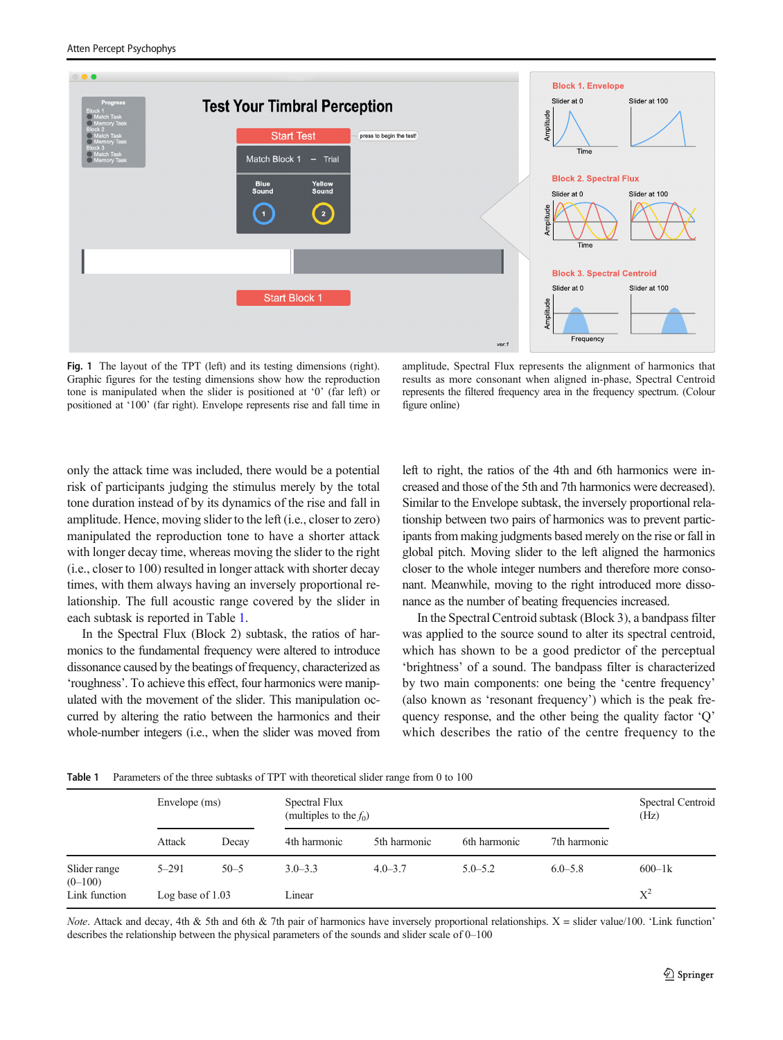Test Your Timbral Perception

Progress
Block 1
Match Task
Memory Task
Block 2
Match Task
Memory Task
Block 3
Match Task
Memory Task

Start Test
press to begin the test!
Match Block 1 – Trial
Blue Sound
Yellow Sound
1
2
Start Block 1
ver.1

Block 1. Envelope
Slider at 0
Slider at 100
Amplitude
Time

Block 2. Spectral Flux
Slider at 0
Slider at 100
Amplitude
Time

Block 3. Spectral Centroid
Slider at 0
Slider at 100
Amplitude
Frequency

**Fig. 1** The layout of the TPT (left) and its testing dimensions (right). Graphic figures for the testing dimensions show how the reproduction tone is manipulated when the slider is positioned at '0' (far left) or positioned at '100' (far right). Envelope represents rise and fall time in amplitude, Spectral Flux represents the alignment of harmonics that results as more consonant when aligned in-phase, Spectral Centroid represents the filtered frequency area in the frequency spectrum. (Colour figure online)

only the attack time was included, there would be a potential risk of participants judging the stimulus merely by the total tone duration instead of by its dynamics of the rise and fall in amplitude. Hence, moving slider to the left (i.e., closer to zero) manipulated the reproduction tone to have a shorter attack with longer decay time, whereas moving the slider to the right (i.e., closer to 100) resulted in longer attack with shorter decay times, with them always having an inversely proportional relationship. The full acoustic range covered by the slider in each subtask is reported in Table 1.

In the Spectral Flux (Block 2) subtask, the ratios of harmonics to the fundamental frequency were altered to introduce dissonance caused by the beatings of frequency, characterized as 'roughness'. To achieve this effect, four harmonics were manipulated with the movement of the slider. This manipulation occurred by altering the ratio between the harmonics and their whole-number integers (i.e., when the slider was moved from left to right, the ratios of the 4th and 6th harmonics were increased and those of the 5th and 7th harmonics were decreased). Similar to the Envelope subtask, the inversely proportional relationship between two pairs of harmonics was to prevent participants from making judgments based merely on the rise or fall in global pitch. Moving slider to the left aligned the harmonics closer to the whole integer numbers and therefore more consonant. Meanwhile, moving to the right introduced more dissonance as the number of beating frequencies increased.

In the Spectral Centroid subtask (Block 3), a bandpass filter was applied to the source sound to alter its spectral centroid, which has shown to be a good predictor of the perceptual 'brightness' of a sound. The bandpass filter is characterized by two main components: one being the 'centre frequency' (also known as 'resonant frequency') which is the peak frequency response, and the other being the quality factor 'Q' which describes the ratio of the centre frequency to the

**Table 1** Parameters of the three subtasks of TPT with theoretical slider range from 0 to 100

| | Envelope (ms) | | Spectral Flux (multiples to the $f_0$) | | | | Spectral Centroid (Hz) |
|---|---|---|---|---|---|---|---|
| | Attack | Decay | 4th harmonic | 5th harmonic | 6th harmonic | 7th harmonic | |
| Slider range (0–100) | 5–291 | 50–5 | 3.0–3.3 | 4.0–3.7 | 5.0–5.2 | 6.0–5.8 | 600–1k |
| Link function | Log base of 1.03 | | Linear | | | | $X^2$ |

*Note*. Attack and decay, 4th & 5th and 6th & 7th pair of harmonics have inversely proportional relationships. X = slider value/100. 'Link function' describes the relationship between the physical parameters of the sounds and slider scale of 0–100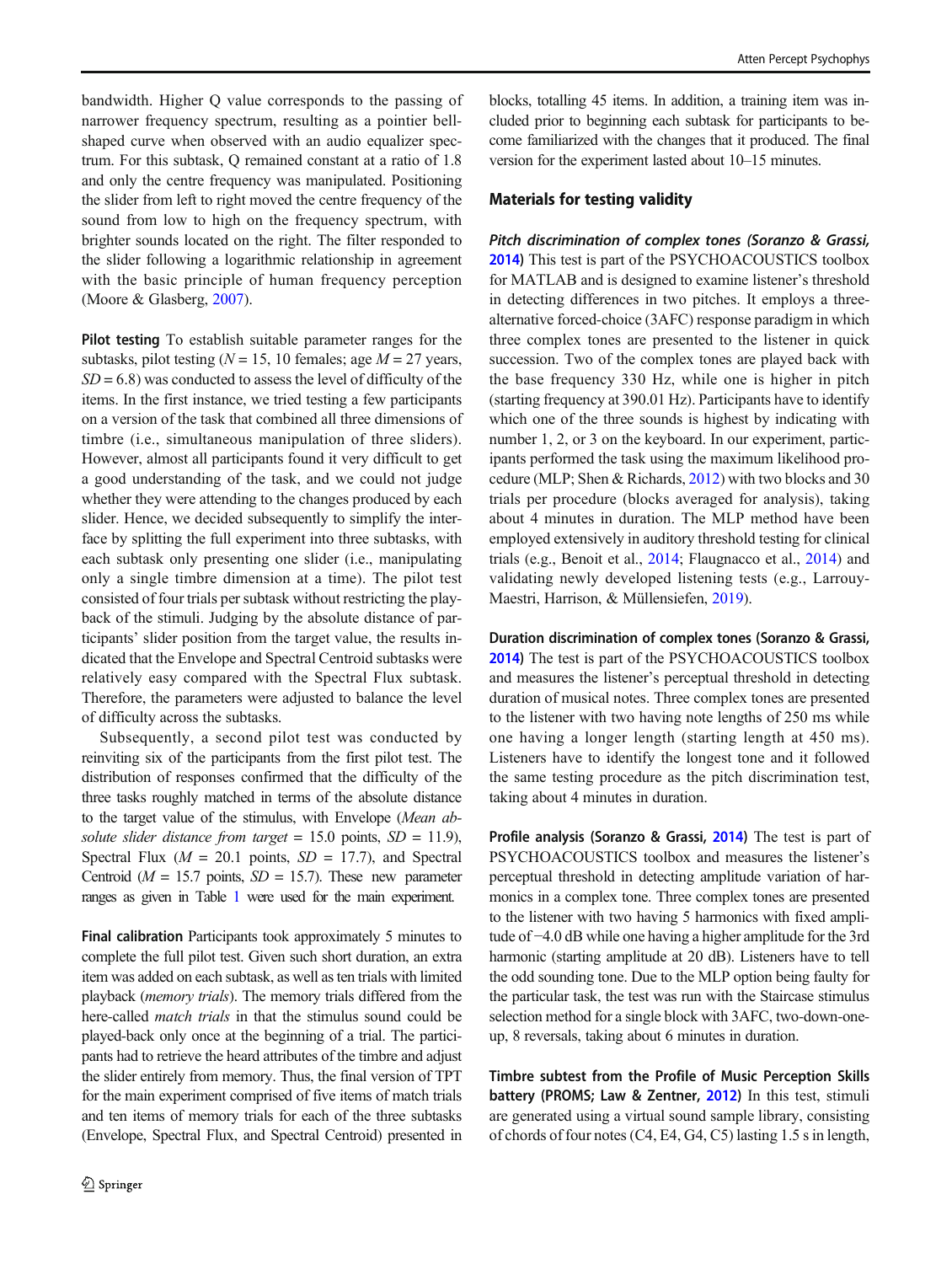bandwidth. Higher Q value corresponds to the passing of narrower frequency spectrum, resulting as a pointier bell-shaped curve when observed with an audio equalizer spectrum. For this subtask, Q remained constant at a ratio of 1.8 and only the centre frequency was manipulated. Positioning the slider from left to right moved the centre frequency of the sound from low to high on the frequency spectrum, with brighter sounds located on the right. The filter responded to the slider following a logarithmic relationship in agreement with the basic principle of human frequency perception (Moore & Glasberg, 2007).

**Pilot testing** To establish suitable parameter ranges for the subtasks, pilot testing ($N = 15$, 10 females; age $M = 27$ years, $SD = 6.8$) was conducted to assess the level of difficulty of the items. In the first instance, we tried testing a few participants on a version of the task that combined all three dimensions of timbre (i.e., simultaneous manipulation of three sliders). However, almost all participants found it very difficult to get a good understanding of the task, and we could not judge whether they were attending to the changes produced by each slider. Hence, we decided subsequently to simplify the interface by splitting the full experiment into three subtasks, with each subtask only presenting one slider (i.e., manipulating only a single timbre dimension at a time). The pilot test consisted of four trials per subtask without restricting the playback of the stimuli. Judging by the absolute distance of participants' slider position from the target value, the results indicated that the Envelope and Spectral Centroid subtasks were relatively easy compared with the Spectral Flux subtask. Therefore, the parameters were adjusted to balance the level of difficulty across the subtasks.

Subsequently, a second pilot test was conducted by reinviting six of the participants from the first pilot test. The distribution of responses confirmed that the difficulty of the three tasks roughly matched in terms of the absolute distance to the target value of the stimulus, with Envelope (*Mean absolute slider distance from target* = 15.0 points, $SD = 11.9$), Spectral Flux ($M = 20.1$ points, $SD = 17.7$), and Spectral Centroid ($M = 15.7$ points, $SD = 15.7$). These new parameter ranges as given in Table 1 were used for the main experiment.

**Final calibration** Participants took approximately 5 minutes to complete the full pilot test. Given such short duration, an extra item was added on each subtask, as well as ten trials with limited playback (*memory trials*). The memory trials differed from the here-called *match trials* in that the stimulus sound could be played-back only once at the beginning of a trial. The participants had to retrieve the heard attributes of the timbre and adjust the slider entirely from memory. Thus, the final version of TPT for the main experiment comprised of five items of match trials and ten items of memory trials for each of the three subtasks (Envelope, Spectral Flux, and Spectral Centroid) presented in blocks, totalling 45 items. In addition, a training item was included prior to beginning each subtask for participants to become familiarized with the changes that it produced. The final version for the experiment lasted about 10–15 minutes.

## Materials for testing validity

***Pitch discrimination of complex tones (Soranzo & Grassi, 2014)*** This test is part of the PSYCHOACOUSTICS toolbox for MATLAB and is designed to examine listener's threshold in detecting differences in two pitches. It employs a three-alternative forced-choice (3AFC) response paradigm in which three complex tones are presented to the listener in quick succession. Two of the complex tones are played back with the base frequency 330 Hz, while one is higher in pitch (starting frequency at 390.01 Hz). Participants have to identify which one of the three sounds is highest by indicating with number 1, 2, or 3 on the keyboard. In our experiment, participants performed the task using the maximum likelihood procedure (MLP; Shen & Richards, 2012) with two blocks and 30 trials per procedure (blocks averaged for analysis), taking about 4 minutes in duration. The MLP method have been employed extensively in auditory threshold testing for clinical trials (e.g., Benoit et al., 2014; Flaugnacco et al., 2014) and validating newly developed listening tests (e.g., Larrouy-Maestri, Harrison, & Müllensiefen, 2019).

**Duration discrimination of complex tones (Soranzo & Grassi, 2014)** The test is part of the PSYCHOACOUSTICS toolbox and measures the listener's perceptual threshold in detecting duration of musical notes. Three complex tones are presented to the listener with two having note lengths of 250 ms while one having a longer length (starting length at 450 ms). Listeners have to identify the longest tone and it followed the same testing procedure as the pitch discrimination test, taking about 4 minutes in duration.

**Profile analysis (Soranzo & Grassi, 2014)** The test is part of PSYCHOACOUSTICS toolbox and measures the listener's perceptual threshold in detecting amplitude variation of harmonics in a complex tone. Three complex tones are presented to the listener with two having 5 harmonics with fixed amplitude of −4.0 dB while one having a higher amplitude for the 3rd harmonic (starting amplitude at 20 dB). Listeners have to tell the odd sounding tone. Due to the MLP option being faulty for the particular task, the test was run with the Staircase stimulus selection method for a single block with 3AFC, two-down-one-up, 8 reversals, taking about 6 minutes in duration.

**Timbre subtest from the Profile of Music Perception Skills battery (PROMS; Law & Zentner, 2012)** In this test, stimuli are generated using a virtual sound sample library, consisting of chords of four notes (C4, E4, G4, C5) lasting 1.5 s in length,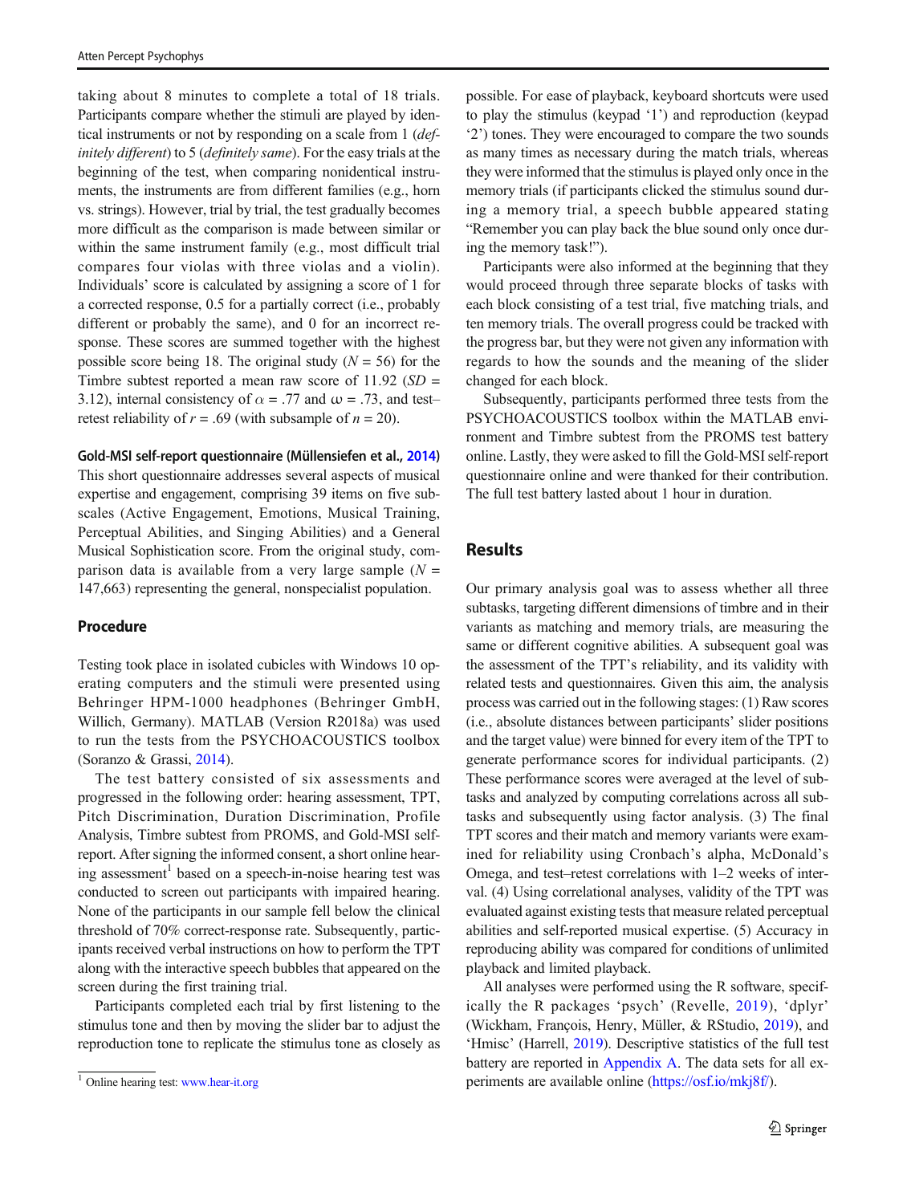taking about 8 minutes to complete a total of 18 trials. Participants compare whether the stimuli are played by identical instruments or not by responding on a scale from 1 (*definitely different*) to 5 (*definitely same*). For the easy trials at the beginning of the test, when comparing nonidentical instruments, the instruments are from different families (e.g., horn vs. strings). However, trial by trial, the test gradually becomes more difficult as the comparison is made between similar or within the same instrument family (e.g., most difficult trial compares four violas with three violas and a violin). Individuals' score is calculated by assigning a score of 1 for a corrected response, 0.5 for a partially correct (i.e., probably different or probably the same), and 0 for an incorrect response. These scores are summed together with the highest possible score being 18. The original study ($N$ = 56) for the Timbre subtest reported a mean raw score of 11.92 ($SD$ = 3.12), internal consistency of $\alpha$ = .77 and $\omega$ = .73, and test–retest reliability of $r$ = .69 (with subsample of $n$ = 20).

**Gold-MSI self-report questionnaire (Müllensiefen et al., 2014)** This short questionnaire addresses several aspects of musical expertise and engagement, comprising 39 items on five subscales (Active Engagement, Emotions, Musical Training, Perceptual Abilities, and Singing Abilities) and a General Musical Sophistication score. From the original study, comparison data is available from a very large sample ($N$ = 147,663) representing the general, nonspecialist population.

## Procedure

Testing took place in isolated cubicles with Windows 10 operating computers and the stimuli were presented using Behringer HPM-1000 headphones (Behringer GmbH, Willich, Germany). MATLAB (Version R2018a) was used to run the tests from the PSYCHOACOUSTICS toolbox (Soranzo & Grassi, 2014).

The test battery consisted of six assessments and progressed in the following order: hearing assessment, TPT, Pitch Discrimination, Duration Discrimination, Profile Analysis, Timbre subtest from PROMS, and Gold-MSI self-report. After signing the informed consent, a short online hearing assessment[1] based on a speech-in-noise hearing test was conducted to screen out participants with impaired hearing. None of the participants in our sample fell below the clinical threshold of 70% correct-response rate. Subsequently, participants received verbal instructions on how to perform the TPT along with the interactive speech bubbles that appeared on the screen during the first training trial.

Participants completed each trial by first listening to the stimulus tone and then by moving the slider bar to adjust the reproduction tone to replicate the stimulus tone as closely as possible. For ease of playback, keyboard shortcuts were used to play the stimulus (keypad '1') and reproduction (keypad '2') tones. They were encouraged to compare the two sounds as many times as necessary during the match trials, whereas they were informed that the stimulus is played only once in the memory trials (if participants clicked the stimulus sound during a memory trial, a speech bubble appeared stating "Remember you can play back the blue sound only once during the memory task!").

Participants were also informed at the beginning that they would proceed through three separate blocks of tasks with each block consisting of a test trial, five matching trials, and ten memory trials. The overall progress could be tracked with the progress bar, but they were not given any information with regards to how the sounds and the meaning of the slider changed for each block.

Subsequently, participants performed three tests from the PSYCHOACOUSTICS toolbox within the MATLAB environment and Timbre subtest from the PROMS test battery online. Lastly, they were asked to fill the Gold-MSI self-report questionnaire online and were thanked for their contribution. The full test battery lasted about 1 hour in duration.

## Results

Our primary analysis goal was to assess whether all three subtasks, targeting different dimensions of timbre and in their variants as matching and memory trials, are measuring the same or different cognitive abilities. A subsequent goal was the assessment of the TPT's reliability, and its validity with related tests and questionnaires. Given this aim, the analysis process was carried out in the following stages: (1) Raw scores (i.e., absolute distances between participants' slider positions and the target value) were binned for every item of the TPT to generate performance scores for individual participants. (2) These performance scores were averaged at the level of subtasks and analyzed by computing correlations across all subtasks and subsequently using factor analysis. (3) The final TPT scores and their match and memory variants were examined for reliability using Cronbach's alpha, McDonald's Omega, and test–retest correlations with 1–2 weeks of interval. (4) Using correlational analyses, validity of the TPT was evaluated against existing tests that measure related perceptual abilities and self-reported musical expertise. (5) Accuracy in reproducing ability was compared for conditions of unlimited playback and limited playback.

All analyses were performed using the R software, specifically the R packages 'psych' (Revelle, 2019), 'dplyr' (Wickham, François, Henry, Müller, & RStudio, 2019), and 'Hmisc' (Harrell, 2019). Descriptive statistics of the full test battery are reported in Appendix A. The data sets for all experiments are available online (https://osf.io/mkj8f/).

[1] Online hearing test: www.hear-it.org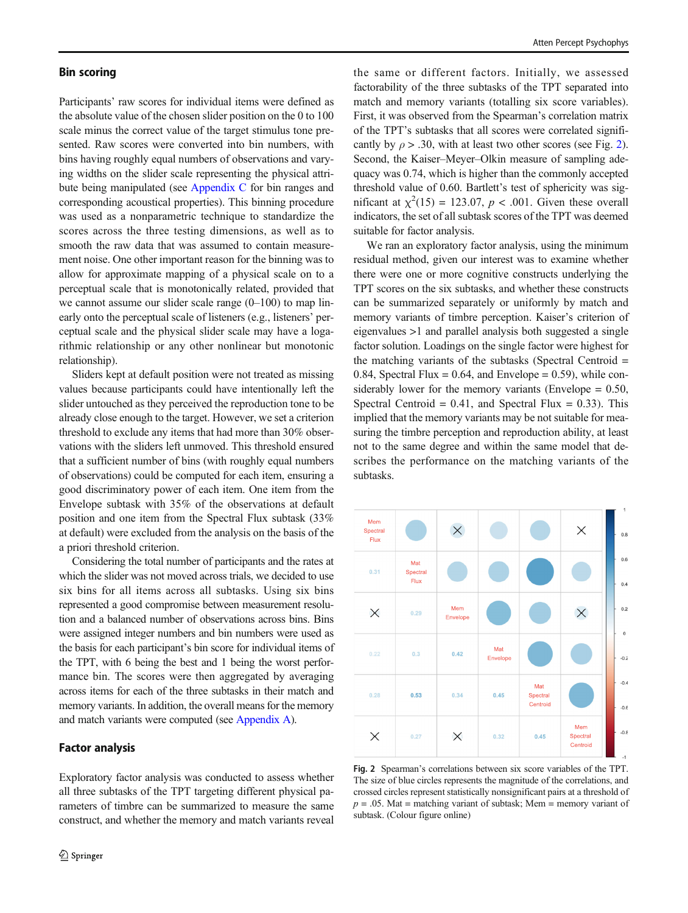## Bin scoring

Participants' raw scores for individual items were defined as the absolute value of the chosen slider position on the 0 to 100 scale minus the correct value of the target stimulus tone presented. Raw scores were converted into bin numbers, with bins having roughly equal numbers of observations and varying widths on the slider scale representing the physical attribute being manipulated (see Appendix C for bin ranges and corresponding acoustical properties). This binning procedure was used as a nonparametric technique to standardize the scores across the three testing dimensions, as well as to smooth the raw data that was assumed to contain measurement noise. One other important reason for the binning was to allow for approximate mapping of a physical scale on to a perceptual scale that is monotonically related, provided that we cannot assume our slider scale range (0–100) to map linearly onto the perceptual scale of listeners (e.g., listeners' perceptual scale and the physical slider scale may have a logarithmic relationship or any other nonlinear but monotonic relationship).

Sliders kept at default position were not treated as missing values because participants could have intentionally left the slider untouched as they perceived the reproduction tone to be already close enough to the target. However, we set a criterion threshold to exclude any items that had more than 30% observations with the sliders left unmoved. This threshold ensured that a sufficient number of bins (with roughly equal numbers of observations) could be computed for each item, ensuring a good discriminatory power of each item. One item from the Envelope subtask with 35% of the observations at default position and one item from the Spectral Flux subtask (33% at default) were excluded from the analysis on the basis of the a priori threshold criterion.

Considering the total number of participants and the rates at which the slider was not moved across trials, we decided to use six bins for all items across all subtasks. Using six bins represented a good compromise between measurement resolution and a balanced number of observations across bins. Bins were assigned integer numbers and bin numbers were used as the basis for each participant's bin score for individual items of the TPT, with 6 being the best and 1 being the worst performance bin. The scores were then aggregated by averaging across items for each of the three subtasks in their match and memory variants. In addition, the overall means for the memory and match variants were computed (see Appendix A).

## Factor analysis

Exploratory factor analysis was conducted to assess whether all three subtasks of the TPT targeting different physical parameters of timbre can be summarized to measure the same construct, and whether the memory and match variants reveal the same or different factors. Initially, we assessed factorability of the three subtasks of the TPT separated into match and memory variants (totalling six score variables). First, it was observed from the Spearman's correlation matrix of the TPT's subtasks that all scores were correlated significantly by $\rho > .30$, with at least two other scores (see Fig. 2). Second, the Kaiser–Meyer–Olkin measure of sampling adequacy was 0.74, which is higher than the commonly accepted threshold value of 0.60. Bartlett's test of sphericity was significant at $\chi^2(15) = 123.07$, $p < .001$. Given these overall indicators, the set of all subtask scores of the TPT was deemed suitable for factor analysis.

We ran an exploratory factor analysis, using the minimum residual method, given our interest was to examine whether there were one or more cognitive constructs underlying the TPT scores on the six subtasks, and whether these constructs can be summarized separately or uniformly by match and memory variants of timbre perception. Kaiser's criterion of eigenvalues >1 and parallel analysis both suggested a single factor solution. Loadings on the single factor were highest for the matching variants of the subtasks (Spectral Centroid = 0.84, Spectral Flux = 0.64, and Envelope = 0.59), while considerably lower for the memory variants (Envelope = 0.50, Spectral Centroid = 0.41, and Spectral Flux = 0.33). This implied that the memory variants may be not suitable for measuring the timbre perception and reproduction ability, at least not to the same degree and within the same model that describes the performance on the matching variants of the subtasks.

| | Mem Spectral Flux | Mat Spectral Flux | Mem Envelope | Mat Envelope | Mat Spectral Centroid | Mem Spectral Centroid |
|---|---|---|---|---|---|---|
| Mem Spectral Flux | | | | | | |
| Mat Spectral Flux | 0.31 | | | | | |
| Mem Envelope | × | 0.29 | | | | |
| Mat Envelope | 0.22 | 0.3 | 0.42 | | | |
| Mat Spectral Centroid | 0.28 | 0.53 | 0.34 | 0.45 | | |
| Mem Spectral Centroid | × | 0.27 | × | 0.32 | 0.45 | |

Fig. 2 Spearman's correlations between six score variables of the TPT. The size of blue circles represents the magnitude of the correlations, and crossed circles represent statistically nonsignificant pairs at a threshold of $p = .05$. Mat = matching variant of subtask; Mem = memory variant of subtask. (Colour figure online)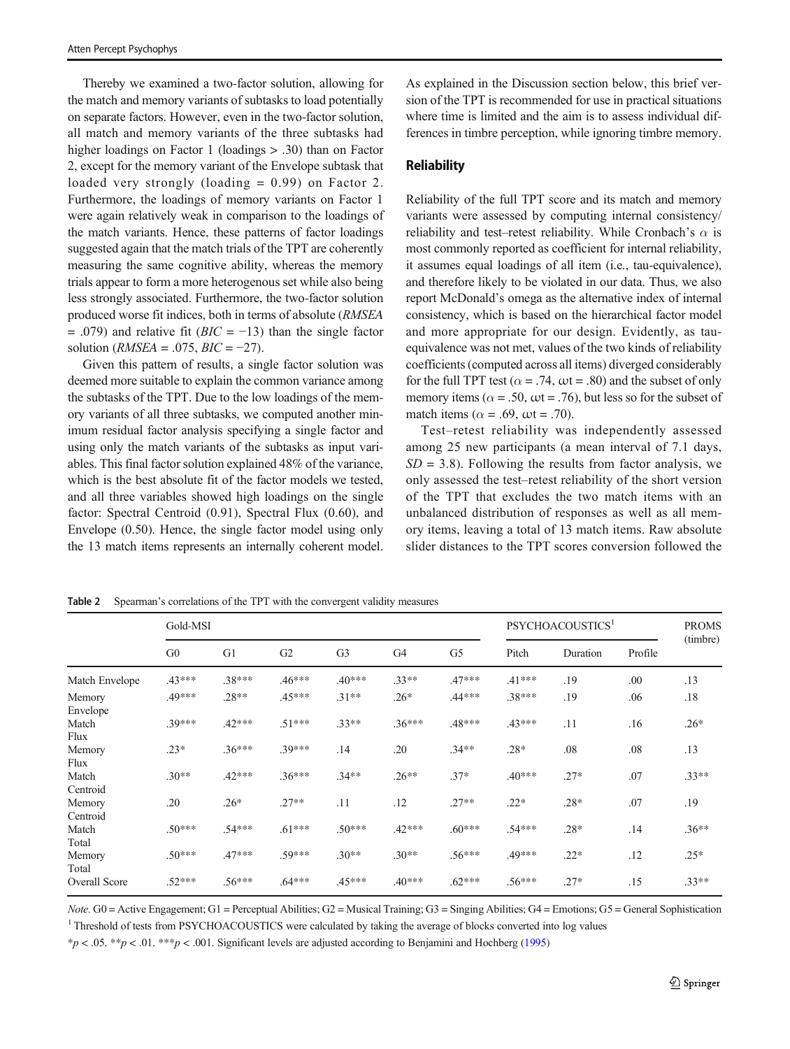Thereby we examined a two-factor solution, allowing for the match and memory variants of subtasks to load potentially on separate factors. However, even in the two-factor solution, all match and memory variants of the three subtasks had higher loadings on Factor 1 (loadings > .30) than on Factor 2, except for the memory variant of the Envelope subtask that loaded very strongly (loading = 0.99) on Factor 2. Furthermore, the loadings of memory variants on Factor 1 were again relatively weak in comparison to the loadings of the match variants. Hence, these patterns of factor loadings suggested again that the match trials of the TPT are coherently measuring the same cognitive ability, whereas the memory trials appear to form a more heterogenous set while also being less strongly associated. Furthermore, the two-factor solution produced worse fit indices, both in terms of absolute (*RMSEA* = .079) and relative fit (*BIC* = −13) than the single factor solution (*RMSEA* = .075, *BIC* = −27).

Given this pattern of results, a single factor solution was deemed more suitable to explain the common variance among the subtasks of the TPT. Due to the low loadings of the memory variants of all three subtasks, we computed another minimum residual factor analysis specifying a single factor and using only the match variants of the subtasks as input variables. This final factor solution explained 48% of the variance, which is the best absolute fit of the factor models we tested, and all three variables showed high loadings on the single factor: Spectral Centroid (0.91), Spectral Flux (0.60), and Envelope (0.50). Hence, the single factor model using only the 13 match items represents an internally coherent model. As explained in the Discussion section below, this brief version of the TPT is recommended for use in practical situations where time is limited and the aim is to assess individual differences in timbre perception, while ignoring timbre memory.

## Reliability

Reliability of the full TPT score and its match and memory variants were assessed by computing internal consistency/reliability and test–retest reliability. While Cronbach's $\alpha$ is most commonly reported as coefficient for internal reliability, it assumes equal loadings of all item (i.e., tau-equivalence), and therefore likely to be violated in our data. Thus, we also report McDonald's omega as the alternative index of internal consistency, which is based on the hierarchical factor model and more appropriate for our design. Evidently, as tau-equivalence was not met, values of the two kinds of reliability coefficients (computed across all items) diverged considerably for the full TPT test ($\alpha$ = .74, $\omega$t = .80) and the subset of only memory items ($\alpha$ = .50, $\omega$t = .76), but less so for the subset of match items ($\alpha$ = .69, $\omega$t = .70).

Test–retest reliability was independently assessed among 25 new participants (a mean interval of 7.1 days, *SD* = 3.8). Following the results from factor analysis, we only assessed the test–retest reliability of the short version of the TPT that excludes the two match items with an unbalanced distribution of responses as well as all memory items, leaving a total of 13 match items. Raw absolute slider distances to the TPT scores conversion followed the

**Table 2** Spearman's correlations of the TPT with the convergent validity measures

| | Gold-MSI | | | | | | PSYCHOACOUSTICS[1] | | | PROMS (timbre) |
|---|---|---|---|---|---|---|---|---|---|---|
| | G0 | G1 | G2 | G3 | G4 | G5 | Pitch | Duration | Profile | |
| Match Envelope | .43*** | .38*** | .46*** | .40*** | .33** | .47*** | .41*** | .19 | .00 | .13 |
| Memory Envelope | .49*** | .28** | .45*** | .31** | .26* | .44*** | .38*** | .19 | .06 | .18 |
| Match Flux | .39*** | .42*** | .51*** | .33** | .36*** | .48*** | .43*** | .11 | .16 | .26* |
| Memory Flux | .23* | .36*** | .39*** | .14 | .20 | .34** | .28* | .08 | .08 | .13 |
| Match Centroid | .30** | .42*** | .36*** | .34** | .26** | .37* | .40*** | .27* | .07 | .33** |
| Memory Centroid | .20 | .26* | .27** | .11 | .12 | .27** | .22* | .28* | .07 | .19 |
| Match Total | .50*** | .54*** | .61*** | .50*** | .42*** | .60*** | .54*** | .28* | .14 | .36** |
| Memory Total | .50*** | .47*** | .59*** | .30** | .30** | .56*** | .49*** | .22* | .12 | .25* |
| Overall Score | .52*** | .56*** | .64*** | .45*** | .40*** | .62*** | .56*** | .27* | .15 | .33** |

*Note.* G0 = Active Engagement; G1 = Perceptual Abilities; G2 = Musical Training; G3 = Singing Abilities; G4 = Emotions; G5 = General Sophistication

[1] Threshold of tests from PSYCHOACOUSTICS were calculated by taking the average of blocks converted into log values

\**p* < .05. \*\**p* < .01. \*\*\**p* < .001. Significant levels are adjusted according to Benjamini and Hochberg (1995)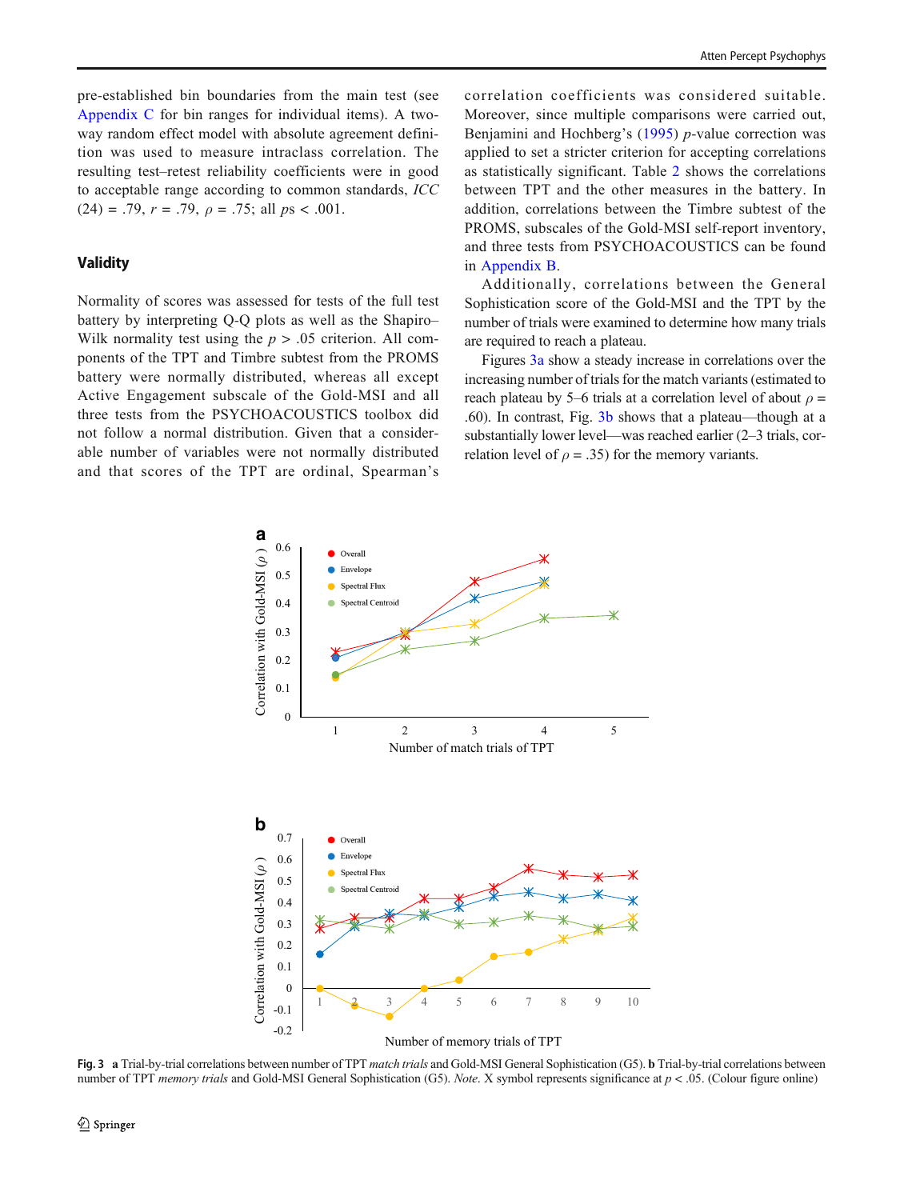pre-established bin boundaries from the main test (see Appendix C for bin ranges for individual items). A two-way random effect model with absolute agreement definition was used to measure intraclass correlation. The resulting test–retest reliability coefficients were in good to acceptable range according to common standards, *ICC* (24) = .79, *r* = .79, *ρ* = .75; all *p*s < .001.

## Validity

Normality of scores was assessed for tests of the full test battery by interpreting Q-Q plots as well as the Shapiro–Wilk normality test using the *p* > .05 criterion. All components of the TPT and Timbre subtest from the PROMS battery were normally distributed, whereas all except Active Engagement subscale of the Gold-MSI and all three tests from the PSYCHOACOUSTICS toolbox did not follow a normal distribution. Given that a considerable number of variables were not normally distributed and that scores of the TPT are ordinal, Spearman's correlation coefficients was considered suitable. Moreover, since multiple comparisons were carried out, Benjamini and Hochberg's (1995) *p*-value correction was applied to set a stricter criterion for accepting correlations as statistically significant. Table 2 shows the correlations between TPT and the other measures in the battery. In addition, correlations between the Timbre subtest of the PROMS, subscales of the Gold-MSI self-report inventory, and three tests from PSYCHOACOUSTICS can be found in Appendix B.

Additionally, correlations between the General Sophistication score of the Gold-MSI and the TPT by the number of trials were examined to determine how many trials are required to reach a plateau.

Figures 3a show a steady increase in correlations over the increasing number of trials for the match variants (estimated to reach plateau by 5–6 trials at a correlation level of about *ρ* = .60). In contrast, Fig. 3b shows that a plateau—though at a substantially lower level—was reached earlier (2–3 trials, correlation level of *ρ* = .35) for the memory variants.

**Fig. 3** **a** Trial-by-trial correlations between number of TPT *match trials* and Gold-MSI General Sophistication (G5). **b** Trial-by-trial correlations between number of TPT *memory trials* and Gold-MSI General Sophistication (G5). *Note*. X symbol represents significance at *p* < .05. (Colour figure online)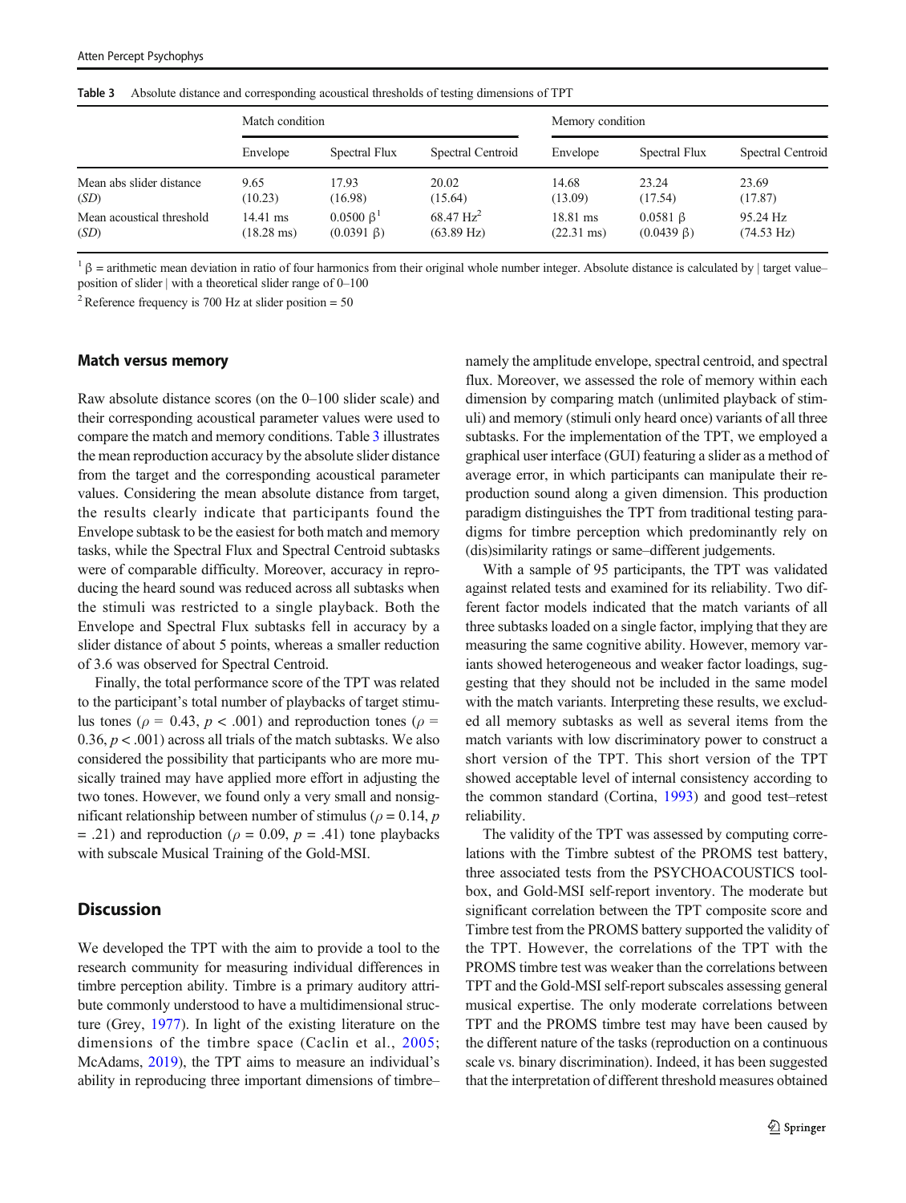Table 3 Absolute distance and corresponding acoustical thresholds of testing dimensions of TPT

| | Match condition | | | Memory condition | | |
|---|---|---|---|---|---|---|
| | Envelope | Spectral Flux | Spectral Centroid | Envelope | Spectral Flux | Spectral Centroid |
| Mean abs slider distance (*SD*) | 9.65 (10.23) | 17.93 (16.98) | 20.02 (15.64) | 14.68 (13.09) | 23.24 (17.54) | 23.69 (17.87) |
| Mean acoustical threshold (*SD*) | 14.41 ms (18.28 ms) | 0.0500 β[1] (0.0391 β) | 68.47 Hz[2] (63.89 Hz) | 18.81 ms (22.31 ms) | 0.0581 β (0.0439 β) | 95.24 Hz (74.53 Hz) |

[1] β = arithmetic mean deviation in ratio of four harmonics from their original whole number integer. Absolute distance is calculated by | target value– position of slider | with a theoretical slider range of 0–100

[2] Reference frequency is 700 Hz at slider position = 50

### Match versus memory

Raw absolute distance scores (on the 0–100 slider scale) and their corresponding acoustical parameter values were used to compare the match and memory conditions. Table 3 illustrates the mean reproduction accuracy by the absolute slider distance from the target and the corresponding acoustical parameter values. Considering the mean absolute distance from target, the results clearly indicate that participants found the Envelope subtask to be the easiest for both match and memory tasks, while the Spectral Flux and Spectral Centroid subtasks were of comparable difficulty. Moreover, accuracy in reproducing the heard sound was reduced across all subtasks when the stimuli was restricted to a single playback. Both the Envelope and Spectral Flux subtasks fell in accuracy by a slider distance of about 5 points, whereas a smaller reduction of 3.6 was observed for Spectral Centroid.

Finally, the total performance score of the TPT was related to the participant's total number of playbacks of target stimulus tones ($\rho$ = 0.43, $p$ < .001) and reproduction tones ($\rho$ = 0.36, $p$ < .001) across all trials of the match subtasks. We also considered the possibility that participants who are more musically trained may have applied more effort in adjusting the two tones. However, we found only a very small and nonsignificant relationship between number of stimulus ($\rho$ = 0.14, $p$ = .21) and reproduction ($\rho$ = 0.09, $p$ = .41) tone playbacks with subscale Musical Training of the Gold-MSI.

## Discussion

We developed the TPT with the aim to provide a tool to the research community for measuring individual differences in timbre perception ability. Timbre is a primary auditory attribute commonly understood to have a multidimensional structure (Grey, 1977). In light of the existing literature on the dimensions of the timbre space (Caclin et al., 2005; McAdams, 2019), the TPT aims to measure an individual's ability in reproducing three important dimensions of timbre–namely the amplitude envelope, spectral centroid, and spectral flux. Moreover, we assessed the role of memory within each dimension by comparing match (unlimited playback of stimuli) and memory (stimuli only heard once) variants of all three subtasks. For the implementation of the TPT, we employed a graphical user interface (GUI) featuring a slider as a method of average error, in which participants can manipulate their reproduction sound along a given dimension. This production paradigm distinguishes the TPT from traditional testing paradigms for timbre perception which predominantly rely on (dis)similarity ratings or same–different judgements.

With a sample of 95 participants, the TPT was validated against related tests and examined for its reliability. Two different factor models indicated that the match variants of all three subtasks loaded on a single factor, implying that they are measuring the same cognitive ability. However, memory variants showed heterogeneous and weaker factor loadings, suggesting that they should not be included in the same model with the match variants. Interpreting these results, we excluded all memory subtasks as well as several items from the match variants with low discriminatory power to construct a short version of the TPT. This short version of the TPT showed acceptable level of internal consistency according to the common standard (Cortina, 1993) and good test–retest reliability.

The validity of the TPT was assessed by computing correlations with the Timbre subtest of the PROMS test battery, three associated tests from the PSYCHOACOUSTICS toolbox, and Gold-MSI self-report inventory. The moderate but significant correlation between the TPT composite score and Timbre test from the PROMS battery supported the validity of the TPT. However, the correlations of the TPT with the PROMS timbre test was weaker than the correlations between TPT and the Gold-MSI self-report subscales assessing general musical expertise. The only moderate correlations between TPT and the PROMS timbre test may have been caused by the different nature of the tasks (reproduction on a continuous scale vs. binary discrimination). Indeed, it has been suggested that the interpretation of different threshold measures obtained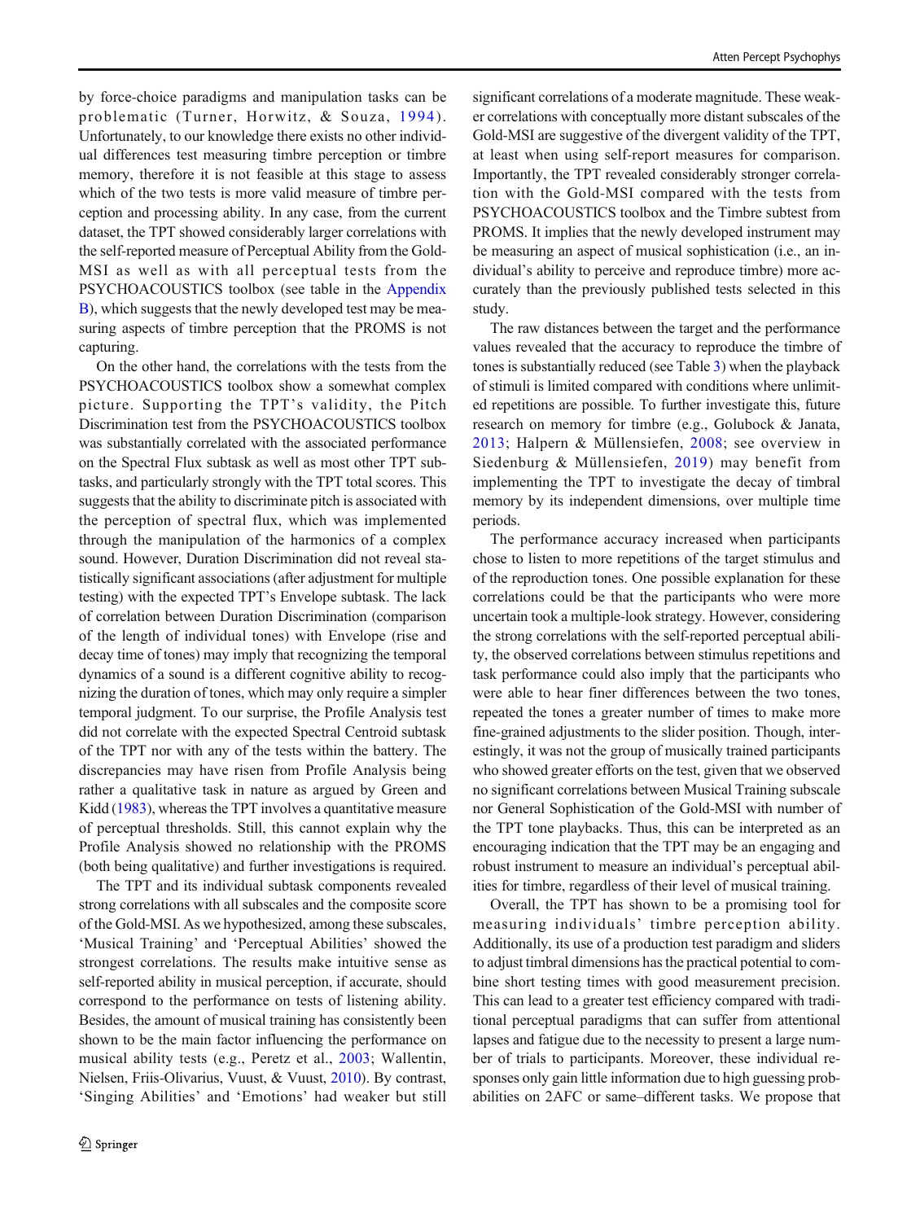by force-choice paradigms and manipulation tasks can be problematic (Turner, Horwitz, & Souza, 1994). Unfortunately, to our knowledge there exists no other individual differences test measuring timbre perception or timbre memory, therefore it is not feasible at this stage to assess which of the two tests is more valid measure of timbre perception and processing ability. In any case, from the current dataset, the TPT showed considerably larger correlations with the self-reported measure of Perceptual Ability from the Gold-MSI as well as with all perceptual tests from the PSYCHOACOUSTICS toolbox (see table in the Appendix B), which suggests that the newly developed test may be measuring aspects of timbre perception that the PROMS is not capturing.

On the other hand, the correlations with the tests from the PSYCHOACOUSTICS toolbox show a somewhat complex picture. Supporting the TPT's validity, the Pitch Discrimination test from the PSYCHOACOUSTICS toolbox was substantially correlated with the associated performance on the Spectral Flux subtask as well as most other TPT subtasks, and particularly strongly with the TPT total scores. This suggests that the ability to discriminate pitch is associated with the perception of spectral flux, which was implemented through the manipulation of the harmonics of a complex sound. However, Duration Discrimination did not reveal statistically significant associations (after adjustment for multiple testing) with the expected TPT's Envelope subtask. The lack of correlation between Duration Discrimination (comparison of the length of individual tones) with Envelope (rise and decay time of tones) may imply that recognizing the temporal dynamics of a sound is a different cognitive ability to recognizing the duration of tones, which may only require a simpler temporal judgment. To our surprise, the Profile Analysis test did not correlate with the expected Spectral Centroid subtask of the TPT nor with any of the tests within the battery. The discrepancies may have risen from Profile Analysis being rather a qualitative task in nature as argued by Green and Kidd (1983), whereas the TPT involves a quantitative measure of perceptual thresholds. Still, this cannot explain why the Profile Analysis showed no relationship with the PROMS (both being qualitative) and further investigations is required.

The TPT and its individual subtask components revealed strong correlations with all subscales and the composite score of the Gold-MSI. As we hypothesized, among these subscales, 'Musical Training' and 'Perceptual Abilities' showed the strongest correlations. The results make intuitive sense as self-reported ability in musical perception, if accurate, should correspond to the performance on tests of listening ability. Besides, the amount of musical training has consistently been shown to be the main factor influencing the performance on musical ability tests (e.g., Peretz et al., 2003; Wallentin, Nielsen, Friis-Olivarius, Vuust, & Vuust, 2010). By contrast, 'Singing Abilities' and 'Emotions' had weaker but still significant correlations of a moderate magnitude. These weaker correlations with conceptually more distant subscales of the Gold-MSI are suggestive of the divergent validity of the TPT, at least when using self-report measures for comparison. Importantly, the TPT revealed considerably stronger correlation with the Gold-MSI compared with the tests from PSYCHOACOUSTICS toolbox and the Timbre subtest from PROMS. It implies that the newly developed instrument may be measuring an aspect of musical sophistication (i.e., an individual's ability to perceive and reproduce timbre) more accurately than the previously published tests selected in this study.

The raw distances between the target and the performance values revealed that the accuracy to reproduce the timbre of tones is substantially reduced (see Table 3) when the playback of stimuli is limited compared with conditions where unlimited repetitions are possible. To further investigate this, future research on memory for timbre (e.g., Golubock & Janata, 2013; Halpern & Müllensiefen, 2008; see overview in Siedenburg & Müllensiefen, 2019) may benefit from implementing the TPT to investigate the decay of timbral memory by its independent dimensions, over multiple time periods.

The performance accuracy increased when participants chose to listen to more repetitions of the target stimulus and of the reproduction tones. One possible explanation for these correlations could be that the participants who were more uncertain took a multiple-look strategy. However, considering the strong correlations with the self-reported perceptual ability, the observed correlations between stimulus repetitions and task performance could also imply that the participants who were able to hear finer differences between the two tones, repeated the tones a greater number of times to make more fine-grained adjustments to the slider position. Though, interestingly, it was not the group of musically trained participants who showed greater efforts on the test, given that we observed no significant correlations between Musical Training subscale nor General Sophistication of the Gold-MSI with number of the TPT tone playbacks. Thus, this can be interpreted as an encouraging indication that the TPT may be an engaging and robust instrument to measure an individual's perceptual abilities for timbre, regardless of their level of musical training.

Overall, the TPT has shown to be a promising tool for measuring individuals' timbre perception ability. Additionally, its use of a production test paradigm and sliders to adjust timbral dimensions has the practical potential to combine short testing times with good measurement precision. This can lead to a greater test efficiency compared with traditional perceptual paradigms that can suffer from attentional lapses and fatigue due to the necessity to present a large number of trials to participants. Moreover, these individual responses only gain little information due to high guessing probabilities on 2AFC or same–different tasks. We propose that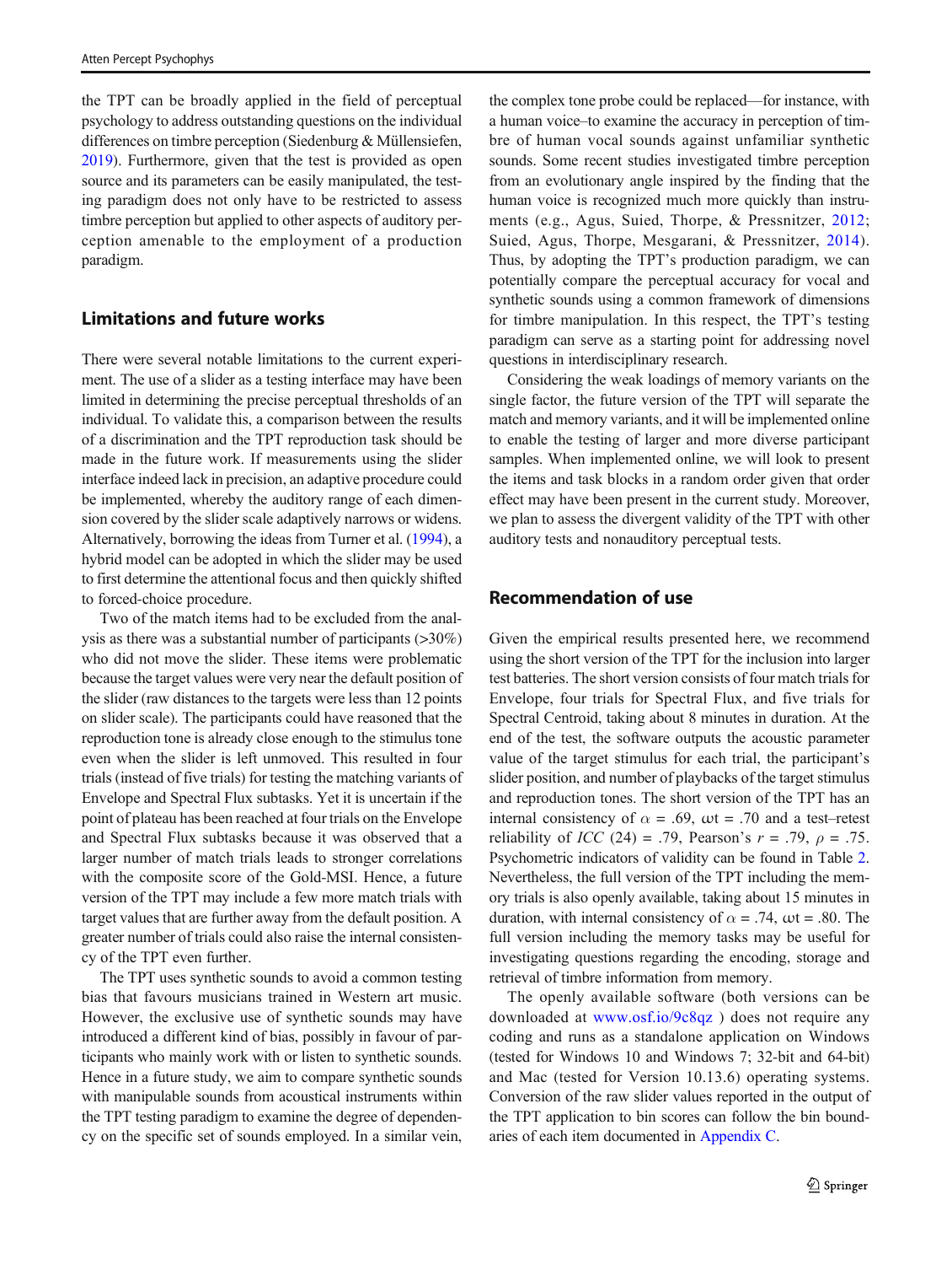the TPT can be broadly applied in the field of perceptual psychology to address outstanding questions on the individual differences on timbre perception (Siedenburg & Müllensiefen, 2019). Furthermore, given that the test is provided as open source and its parameters can be easily manipulated, the testing paradigm does not only have to be restricted to assess timbre perception but applied to other aspects of auditory perception amenable to the employment of a production paradigm.

## Limitations and future works

There were several notable limitations to the current experiment. The use of a slider as a testing interface may have been limited in determining the precise perceptual thresholds of an individual. To validate this, a comparison between the results of a discrimination and the TPT reproduction task should be made in the future work. If measurements using the slider interface indeed lack in precision, an adaptive procedure could be implemented, whereby the auditory range of each dimension covered by the slider scale adaptively narrows or widens. Alternatively, borrowing the ideas from Turner et al. (1994), a hybrid model can be adopted in which the slider may be used to first determine the attentional focus and then quickly shifted to forced-choice procedure.

Two of the match items had to be excluded from the analysis as there was a substantial number of participants (>30%) who did not move the slider. These items were problematic because the target values were very near the default position of the slider (raw distances to the targets were less than 12 points on slider scale). The participants could have reasoned that the reproduction tone is already close enough to the stimulus tone even when the slider is left unmoved. This resulted in four trials (instead of five trials) for testing the matching variants of Envelope and Spectral Flux subtasks. Yet it is uncertain if the point of plateau has been reached at four trials on the Envelope and Spectral Flux subtasks because it was observed that a larger number of match trials leads to stronger correlations with the composite score of the Gold-MSI. Hence, a future version of the TPT may include a few more match trials with target values that are further away from the default position. A greater number of trials could also raise the internal consistency of the TPT even further.

The TPT uses synthetic sounds to avoid a common testing bias that favours musicians trained in Western art music. However, the exclusive use of synthetic sounds may have introduced a different kind of bias, possibly in favour of participants who mainly work with or listen to synthetic sounds. Hence in a future study, we aim to compare synthetic sounds with manipulable sounds from acoustical instruments within the TPT testing paradigm to examine the degree of dependency on the specific set of sounds employed. In a similar vein, the complex tone probe could be replaced—for instance, with a human voice–to examine the accuracy in perception of timbre of human vocal sounds against unfamiliar synthetic sounds. Some recent studies investigated timbre perception from an evolutionary angle inspired by the finding that the human voice is recognized much more quickly than instruments (e.g., Agus, Suied, Thorpe, & Pressnitzer, 2012; Suied, Agus, Thorpe, Mesgarani, & Pressnitzer, 2014). Thus, by adopting the TPT's production paradigm, we can potentially compare the perceptual accuracy for vocal and synthetic sounds using a common framework of dimensions for timbre manipulation. In this respect, the TPT's testing paradigm can serve as a starting point for addressing novel questions in interdisciplinary research.

Considering the weak loadings of memory variants on the single factor, the future version of the TPT will separate the match and memory variants, and it will be implemented online to enable the testing of larger and more diverse participant samples. When implemented online, we will look to present the items and task blocks in a random order given that order effect may have been present in the current study. Moreover, we plan to assess the divergent validity of the TPT with other auditory tests and nonauditory perceptual tests.

## Recommendation of use

Given the empirical results presented here, we recommend using the short version of the TPT for the inclusion into larger test batteries. The short version consists of four match trials for Envelope, four trials for Spectral Flux, and five trials for Spectral Centroid, taking about 8 minutes in duration. At the end of the test, the software outputs the acoustic parameter value of the target stimulus for each trial, the participant's slider position, and number of playbacks of the target stimulus and reproduction tones. The short version of the TPT has an internal consistency of $\alpha$ = .69, ωt = .70 and a test–retest reliability of *ICC* (24) = .79, Pearson's $r$ = .79, $\rho$ = .75. Psychometric indicators of validity can be found in Table 2. Nevertheless, the full version of the TPT including the memory trials is also openly available, taking about 15 minutes in duration, with internal consistency of $\alpha$ = .74, ωt = .80. The full version including the memory tasks may be useful for investigating questions regarding the encoding, storage and retrieval of timbre information from memory.

The openly available software (both versions can be downloaded at www.osf.io/9c8qz ) does not require any coding and runs as a standalone application on Windows (tested for Windows 10 and Windows 7; 32-bit and 64-bit) and Mac (tested for Version 10.13.6) operating systems. Conversion of the raw slider values reported in the output of the TPT application to bin scores can follow the bin boundaries of each item documented in Appendix C.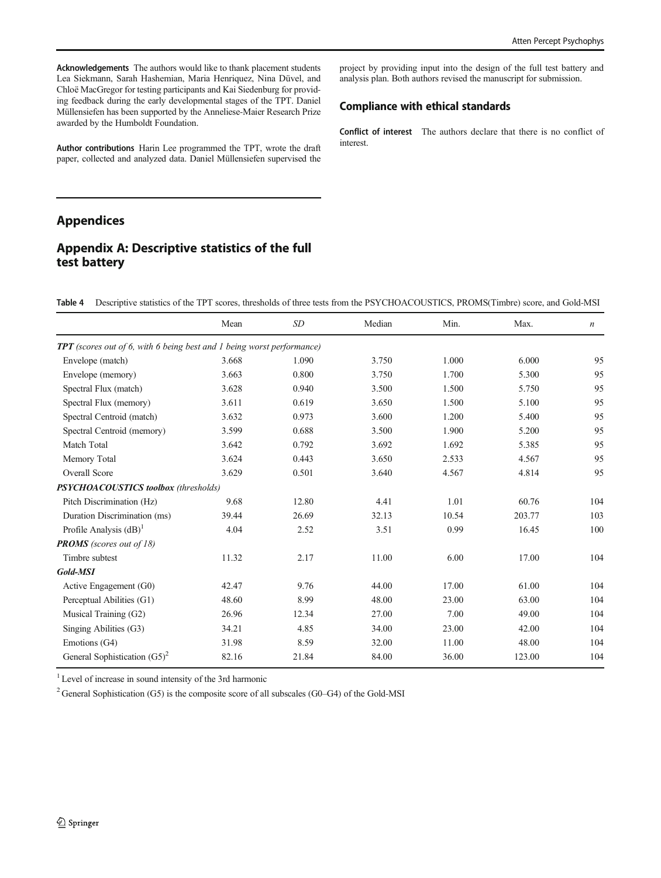**Acknowledgements** The authors would like to thank placement students Lea Siekmann, Sarah Hashemian, Maria Henriquez, Nina Düvel, and Chloë MacGregor for testing participants and Kai Siedenburg for providing feedback during the early developmental stages of the TPT. Daniel Müllensiefen has been supported by the Anneliese-Maier Research Prize awarded by the Humboldt Foundation.

**Author contributions** Harin Lee programmed the TPT, wrote the draft paper, collected and analyzed data. Daniel Müllensiefen supervised the project by providing input into the design of the full test battery and analysis plan. Both authors revised the manuscript for submission.

## Compliance with ethical standards

**Conflict of interest** The authors declare that there is no conflict of interest.

# Appendices

## Appendix A: Descriptive statistics of the full test battery

**Table 4** Descriptive statistics of the TPT scores, thresholds of three tests from the PSYCHOACOUSTICS, PROMS(Timbre) score, and Gold-MSI

| | Mean | *SD* | Median | Min. | Max. | *n* |
|---|---|---|---|---|---|---|
| ***TPT*** *(scores out of 6, with 6 being best and 1 being worst performance)* | | | | | | |
| Envelope (match) | 3.668 | 1.090 | 3.750 | 1.000 | 6.000 | 95 |
| Envelope (memory) | 3.663 | 0.800 | 3.750 | 1.700 | 5.300 | 95 |
| Spectral Flux (match) | 3.628 | 0.940 | 3.500 | 1.500 | 5.750 | 95 |
| Spectral Flux (memory) | 3.611 | 0.619 | 3.650 | 1.500 | 5.100 | 95 |
| Spectral Centroid (match) | 3.632 | 0.973 | 3.600 | 1.200 | 5.400 | 95 |
| Spectral Centroid (memory) | 3.599 | 0.688 | 3.500 | 1.900 | 5.200 | 95 |
| Match Total | 3.642 | 0.792 | 3.692 | 1.692 | 5.385 | 95 |
| Memory Total | 3.624 | 0.443 | 3.650 | 2.533 | 4.567 | 95 |
| Overall Score | 3.629 | 0.501 | 3.640 | 4.567 | 4.814 | 95 |
| ***PSYCHOACOUSTICS toolbox*** *(thresholds)* | | | | | | |
| Pitch Discrimination (Hz) | 9.68 | 12.80 | 4.41 | 1.01 | 60.76 | 104 |
| Duration Discrimination (ms) | 39.44 | 26.69 | 32.13 | 10.54 | 203.77 | 103 |
| Profile Analysis (dB)[1] | 4.04 | 2.52 | 3.51 | 0.99 | 16.45 | 100 |
| ***PROMS*** *(scores out of 18)* | | | | | | |
| Timbre subtest | 11.32 | 2.17 | 11.00 | 6.00 | 17.00 | 104 |
| ***Gold-MSI*** | | | | | | |
| Active Engagement (G0) | 42.47 | 9.76 | 44.00 | 17.00 | 61.00 | 104 |
| Perceptual Abilities (G1) | 48.60 | 8.99 | 48.00 | 23.00 | 63.00 | 104 |
| Musical Training (G2) | 26.96 | 12.34 | 27.00 | 7.00 | 49.00 | 104 |
| Singing Abilities (G3) | 34.21 | 4.85 | 34.00 | 23.00 | 42.00 | 104 |
| Emotions (G4) | 31.98 | 8.59 | 32.00 | 11.00 | 48.00 | 104 |
| General Sophistication (G5)[2] | 82.16 | 21.84 | 84.00 | 36.00 | 123.00 | 104 |

[1] Level of increase in sound intensity of the 3rd harmonic

[2] General Sophistication (G5) is the composite score of all subscales (G0–G4) of the Gold-MSI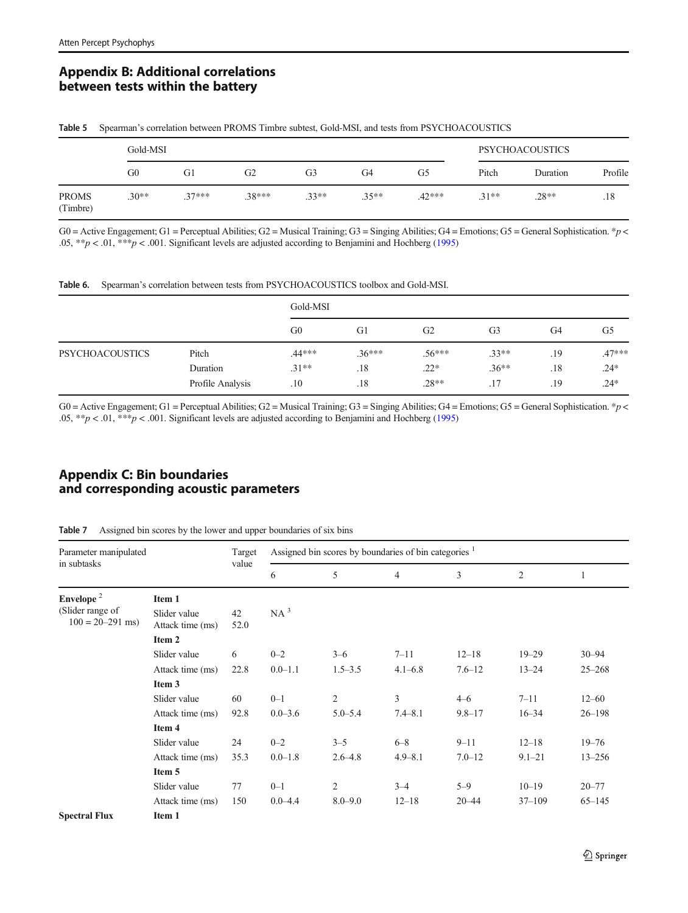## Appendix B: Additional correlations between tests within the battery

**Table 5** Spearman's correlation between PROMS Timbre subtest, Gold-MSI, and tests from PSYCHOACOUSTICS

| | Gold-MSI | | | | | | PSYCHOACOUSTICS | | |
|---|---|---|---|---|---|---|---|---|---|
| | G0 | G1 | G2 | G3 | G4 | G5 | Pitch | Duration | Profile |
| PROMS (Timbre) | .30** | .37*** | .38*** | .33** | .35** | .42*** | .31** | .28** | .18 |

G0 = Active Engagement; G1 = Perceptual Abilities; G2 = Musical Training; G3 = Singing Abilities; G4 = Emotions; G5 = General Sophistication. *$p < .05$, **$p < .01$, ***$p < .001$. Significant levels are adjusted according to Benjamini and Hochberg (1995)

**Table 6.** Spearman's correlation between tests from PSYCHOACOUSTICS toolbox and Gold-MSI.

| | | Gold-MSI | | | | | |
|---|---|---|---|---|---|---|---|
| | | G0 | G1 | G2 | G3 | G4 | G5 |
| PSYCHOACOUSTICS | Pitch | .44*** | .36*** | .56*** | .33** | .19 | .47*** |
| | Duration | .31** | .18 | .22* | .36** | .18 | .24* |
| | Profile Analysis | .10 | .18 | .28** | .17 | .19 | .24* |

G0 = Active Engagement; G1 = Perceptual Abilities; G2 = Musical Training; G3 = Singing Abilities; G4 = Emotions; G5 = General Sophistication. *$p < .05$, **$p < .01$, ***$p < .001$. Significant levels are adjusted according to Benjamini and Hochberg (1995)

## Appendix C: Bin boundaries and corresponding acoustic parameters

**Table 7** Assigned bin scores by the lower and upper boundaries of six bins

| Parameter manipulated in subtasks | | Target value | Assigned bin scores by boundaries of bin categories [1] | | | | | |
|---|---|---|---|---|---|---|---|---|
| | | | 6 | 5 | 4 | 3 | 2 | 1 |
| **Envelope** [2] (Slider range of 100 = 20–291 ms) | **Item 1** | | | | | | | |
| | Slider value | 42 | NA [3] | | | | | |
| | Attack time (ms) | 52.0 | | | | | | |
| | **Item 2** | | | | | | | |
| | Slider value | 6 | 0–2 | 3–6 | 7–11 | 12–18 | 19–29 | 30–94 |
| | Attack time (ms) | 22.8 | 0.0–1.1 | 1.5–3.5 | 4.1–6.8 | 7.6–12 | 13–24 | 25–268 |
| | **Item 3** | | | | | | | |
| | Slider value | 60 | 0–1 | 2 | 3 | 4–6 | 7–11 | 12–60 |
| | Attack time (ms) | 92.8 | 0.0–3.6 | 5.0–5.4 | 7.4–8.1 | 9.8–17 | 16–34 | 26–198 |
| | **Item 4** | | | | | | | |
| | Slider value | 24 | 0–2 | 3–5 | 6–8 | 9–11 | 12–18 | 19–76 |
| | Attack time (ms) | 35.3 | 0.0–1.8 | 2.6–4.8 | 4.9–8.1 | 7.0–12 | 9.1–21 | 13–256 |
| | **Item 5** | | | | | | | |
| | Slider value | 77 | 0–1 | 2 | 3–4 | 5–9 | 10–19 | 20–77 |
| | Attack time (ms) | 150 | 0.0–4.4 | 8.0–9.0 | 12–18 | 20–44 | 37–109 | 65–145 |
| **Spectral Flux** | **Item 1** | | | | | | | |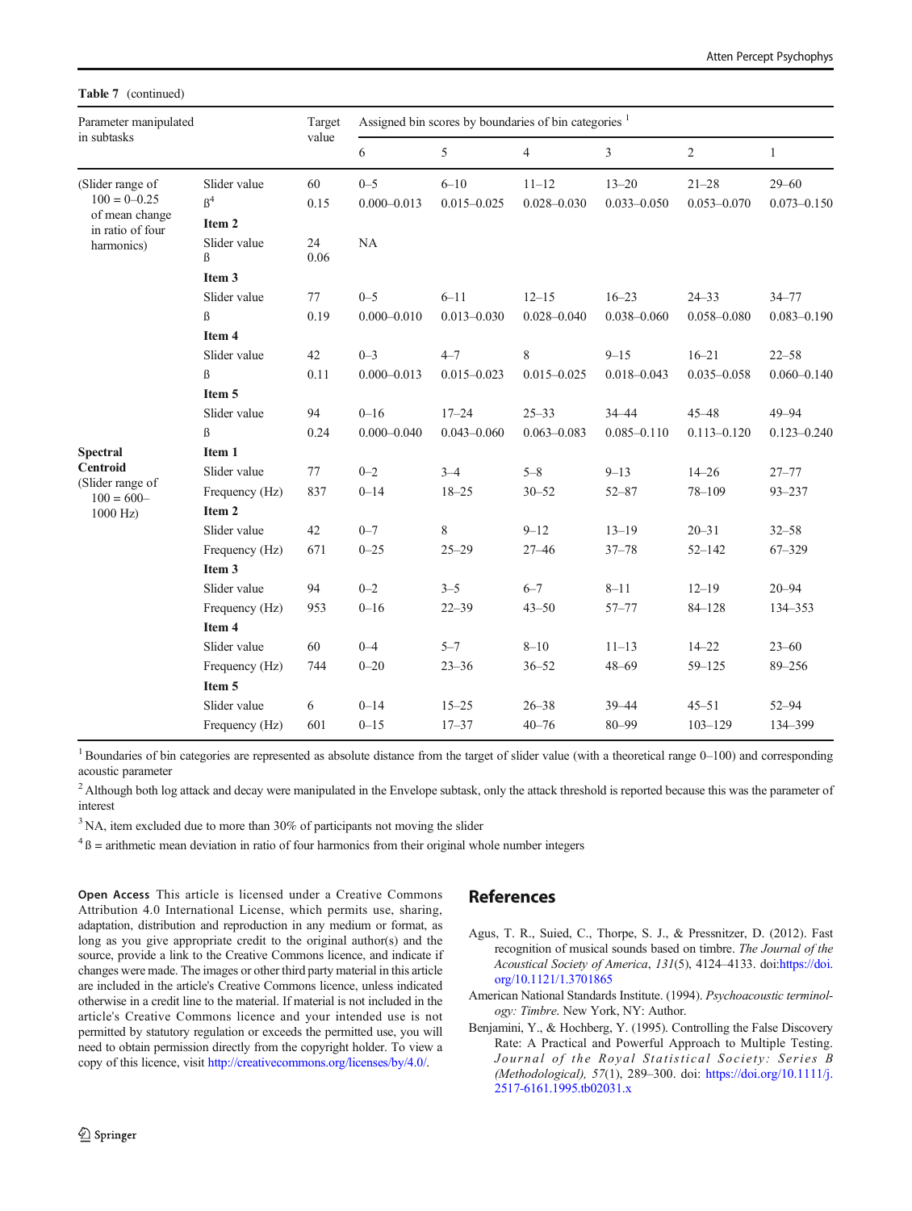**Table 7** (continued)

| Parameter manipulated in subtasks | | Target value | Assigned bin scores by boundaries of bin categories [1] | | | | | |
|---|---|---|---|---|---|---|---|---|
| | | | 6 | 5 | 4 | 3 | 2 | 1 |
| (Slider range of 100 = 0–0.25 of mean change in ratio of four harmonics) | Slider value | 60 | 0–5 | 6–10 | 11–12 | 13–20 | 21–28 | 29–60 |
| | ß[4] | 0.15 | 0.000–0.013 | 0.015–0.025 | 0.028–0.030 | 0.033–0.050 | 0.053–0.070 | 0.073–0.150 |
| | **Item 2** | | | | | | | |
| | Slider value | 24 | NA | | | | | |
| | ß | 0.06 | | | | | | |
| | **Item 3** | | | | | | | |
| | Slider value | 77 | 0–5 | 6–11 | 12–15 | 16–23 | 24–33 | 34–77 |
| | ß | 0.19 | 0.000–0.010 | 0.013–0.030 | 0.028–0.040 | 0.038–0.060 | 0.058–0.080 | 0.083–0.190 |
| | **Item 4** | | | | | | | |
| | Slider value | 42 | 0–3 | 4–7 | 8 | 9–15 | 16–21 | 22–58 |
| | ß | 0.11 | 0.000–0.013 | 0.015–0.023 | 0.015–0.025 | 0.018–0.043 | 0.035–0.058 | 0.060–0.140 |
| | **Item 5** | | | | | | | |
| | Slider value | 94 | 0–16 | 17–24 | 25–33 | 34–44 | 45–48 | 49–94 |
| | ß | 0.24 | 0.000–0.040 | 0.043–0.060 | 0.063–0.083 | 0.085–0.110 | 0.113–0.120 | 0.123–0.240 |
| **Spectral Centroid** (Slider range of 100 = 600–1000 Hz) | **Item 1** | | | | | | | |
| | Slider value | 77 | 0–2 | 3–4 | 5–8 | 9–13 | 14–26 | 27–77 |
| | Frequency (Hz) | 837 | 0–14 | 18–25 | 30–52 | 52–87 | 78–109 | 93–237 |
| | **Item 2** | | | | | | | |
| | Slider value | 42 | 0–7 | 8 | 9–12 | 13–19 | 20–31 | 32–58 |
| | Frequency (Hz) | 671 | 0–25 | 25–29 | 27–46 | 37–78 | 52–142 | 67–329 |
| | **Item 3** | | | | | | | |
| | Slider value | 94 | 0–2 | 3–5 | 6–7 | 8–11 | 12–19 | 20–94 |
| | Frequency (Hz) | 953 | 0–16 | 22–39 | 43–50 | 57–77 | 84–128 | 134–353 |
| | **Item 4** | | | | | | | |
| | Slider value | 60 | 0–4 | 5–7 | 8–10 | 11–13 | 14–22 | 23–60 |
| | Frequency (Hz) | 744 | 0–20 | 23–36 | 36–52 | 48–69 | 59–125 | 89–256 |
| | **Item 5** | | | | | | | |
| | Slider value | 6 | 0–14 | 15–25 | 26–38 | 39–44 | 45–51 | 52–94 |
| | Frequency (Hz) | 601 | 0–15 | 17–37 | 40–76 | 80–99 | 103–129 | 134–399 |

[1] Boundaries of bin categories are represented as absolute distance from the target of slider value (with a theoretical range 0–100) and corresponding acoustic parameter

[2] Although both log attack and decay were manipulated in the Envelope subtask, only the attack threshold is reported because this was the parameter of interest

[3] NA, item excluded due to more than 30% of participants not moving the slider

[4] ß = arithmetic mean deviation in ratio of four harmonics from their original whole number integers

**Open Access** This article is licensed under a Creative Commons Attribution 4.0 International License, which permits use, sharing, adaptation, distribution and reproduction in any medium or format, as long as you give appropriate credit to the original author(s) and the source, provide a link to the Creative Commons licence, and indicate if changes were made. The images or other third party material in this article are included in the article's Creative Commons licence, unless indicated otherwise in a credit line to the material. If material is not included in the article's Creative Commons licence and your intended use is not permitted by statutory regulation or exceeds the permitted use, you will need to obtain permission directly from the copyright holder. To view a copy of this licence, visit http://creativecommons.org/licenses/by/4.0/.

## References

Agus, T. R., Suied, C., Thorpe, S. J., & Pressnitzer, D. (2012). Fast recognition of musical sounds based on timbre. *The Journal of the Acoustical Society of America*, *131*(5), 4124–4133. doi:https://doi.org/10.1121/1.3701865

American National Standards Institute. (1994). *Psychoacoustic terminology: Timbre*. New York, NY: Author.

Benjamini, Y., & Hochberg, Y. (1995). Controlling the False Discovery Rate: A Practical and Powerful Approach to Multiple Testing. *Journal of the Royal Statistical Society: Series B (Methodological), 57*(1), 289–300. doi: https://doi.org/10.1111/j.2517-6161.1995.tb02031.x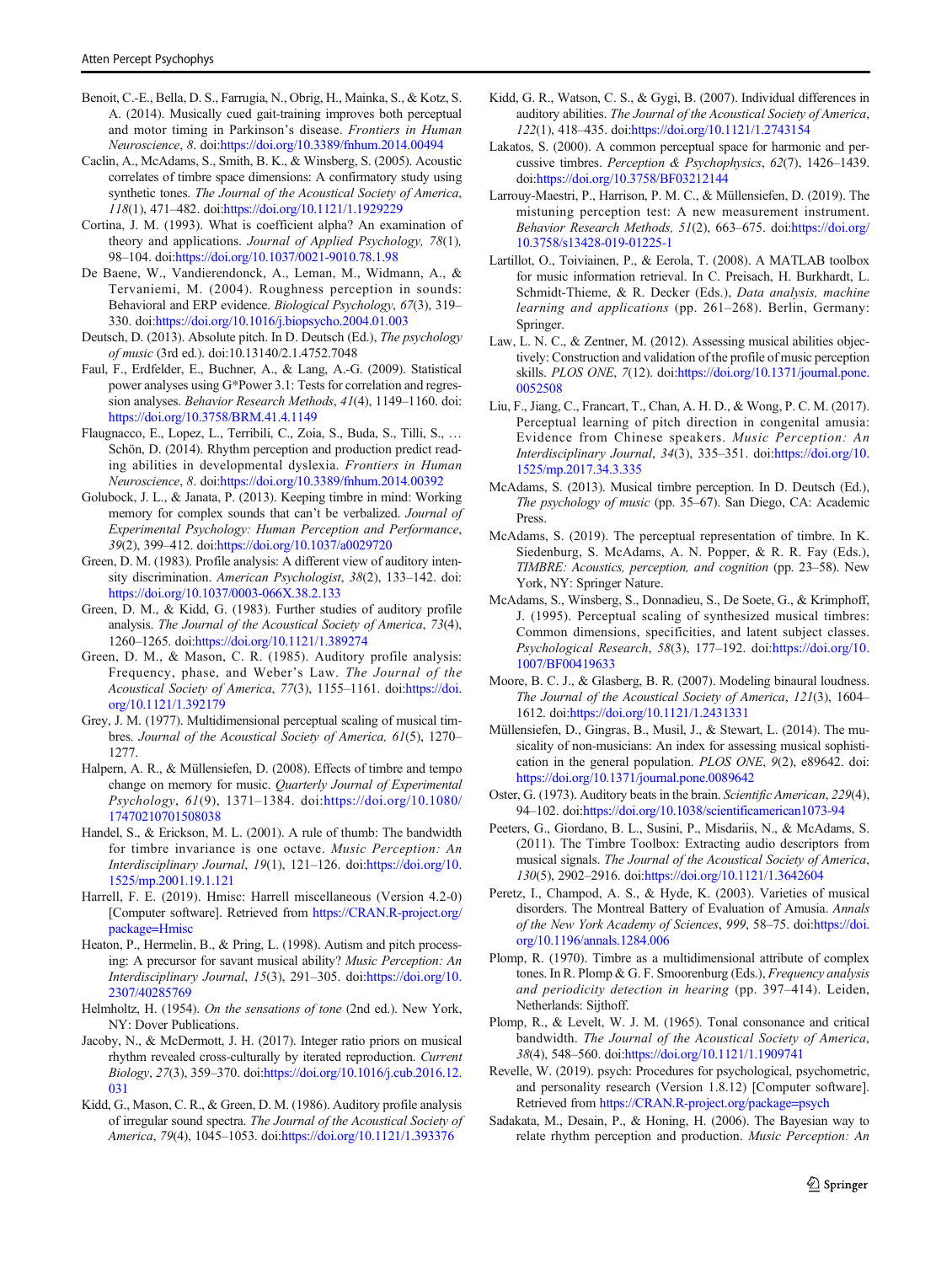Benoit, C.-E., Bella, D. S., Farrugia, N., Obrig, H., Mainka, S., & Kotz, S. A. (2014). Musically cued gait-training improves both perceptual and motor timing in Parkinson's disease. *Frontiers in Human Neuroscience*, *8*. doi:https://doi.org/10.3389/fnhum.2014.00494

Caclin, A., McAdams, S., Smith, B. K., & Winsberg, S. (2005). Acoustic correlates of timbre space dimensions: A confirmatory study using synthetic tones. *The Journal of the Acoustical Society of America*, *118*(1), 471–482. doi:https://doi.org/10.1121/1.1929229

Cortina, J. M. (1993). What is coefficient alpha? An examination of theory and applications. *Journal of Applied Psychology, 78*(1), 98–104. doi:https://doi.org/10.1037/0021-9010.78.1.98

De Baene, W., Vandierendonck, A., Leman, M., Widmann, A., & Tervaniemi, M. (2004). Roughness perception in sounds: Behavioral and ERP evidence. *Biological Psychology*, *67*(3), 319–330. doi:https://doi.org/10.1016/j.biopsycho.2004.01.003

Deutsch, D. (2013). Absolute pitch. In D. Deutsch (Ed.), *The psychology of music* (3rd ed.). doi:10.13140/2.1.4752.7048

Faul, F., Erdfelder, E., Buchner, A., & Lang, A.-G. (2009). Statistical power analyses using G*Power 3.1: Tests for correlation and regression analyses. *Behavior Research Methods*, *41*(4), 1149–1160. doi: https://doi.org/10.3758/BRM.41.4.1149

Flaugnacco, E., Lopez, L., Terribili, C., Zoia, S., Buda, S., Tilli, S., … Schön, D. (2014). Rhythm perception and production predict reading abilities in developmental dyslexia. *Frontiers in Human Neuroscience*, *8*. doi:https://doi.org/10.3389/fnhum.2014.00392

Golubock, J. L., & Janata, P. (2013). Keeping timbre in mind: Working memory for complex sounds that can't be verbalized. *Journal of Experimental Psychology: Human Perception and Performance*, *39*(2), 399–412. doi:https://doi.org/10.1037/a0029720

Green, D. M. (1983). Profile analysis: A different view of auditory intensity discrimination. *American Psychologist*, *38*(2), 133–142. doi: https://doi.org/10.1037/0003-066X.38.2.133

Green, D. M., & Kidd, G. (1983). Further studies of auditory profile analysis. *The Journal of the Acoustical Society of America*, *73*(4), 1260–1265. doi:https://doi.org/10.1121/1.389274

Green, D. M., & Mason, C. R. (1985). Auditory profile analysis: Frequency, phase, and Weber's Law. *The Journal of the Acoustical Society of America*, *77*(3), 1155–1161. doi:https://doi.org/10.1121/1.392179

Grey, J. M. (1977). Multidimensional perceptual scaling of musical timbres. *The Journal of the Acoustical Society of America, 61*(5), 1270–1277.

Halpern, A. R., & Müllensiefen, D. (2008). Effects of timbre and tempo change on memory for music. *Quarterly Journal of Experimental Psychology*, *61*(9), 1371–1384. doi:https://doi.org/10.1080/17470210701508038

Handel, S., & Erickson, M. L. (2001). A rule of thumb: The bandwidth for timbre invariance is one octave. *Music Perception: An Interdisciplinary Journal*, *19*(1), 121–126. doi:https://doi.org/10.1525/mp.2001.19.1.121

Harrell, F. E. (2019). Hmisc: Harrell miscellaneous (Version 4.2-0) [Computer software]. Retrieved from https://CRAN.R-project.org/package=Hmisc

Heaton, P., Hermelin, B., & Pring, L. (1998). Autism and pitch processing: A precursor for savant musical ability? *Music Perception: An Interdisciplinary Journal*, *15*(3), 291–305. doi:https://doi.org/10.2307/40285769

Helmholtz, H. (1954). *On the sensations of tone* (2nd ed.). New York, NY: Dover Publications.

Jacoby, N., & McDermott, J. H. (2017). Integer ratio priors on musical rhythm revealed cross-culturally by iterated reproduction. *Current Biology*, *27*(3), 359–370. doi:https://doi.org/10.1016/j.cub.2016.12.031

Kidd, G., Mason, C. R., & Green, D. M. (1986). Auditory profile analysis of irregular sound spectra. *The Journal of the Acoustical Society of America*, *79*(4), 1045–1053. doi:https://doi.org/10.1121/1.393376

Kidd, G. R., Watson, C. S., & Gygi, B. (2007). Individual differences in auditory abilities. *The Journal of the Acoustical Society of America*, *122*(1), 418–435. doi:https://doi.org/10.1121/1.2743154

Lakatos, S. (2000). A common perceptual space for harmonic and percussive timbres. *Perception & Psychophysics*, *62*(7), 1426–1439. doi:https://doi.org/10.3758/BF03212144

Larrouy-Maestri, P., Harrison, P. M. C., & Müllensiefen, D. (2019). The mistuning perception test: A new measurement instrument. *Behavior Research Methods, 51*(2), 663–675. doi:https://doi.org/10.3758/s13428-019-01225-1

Lartillot, O., Toiviainen, P., & Eerola, T. (2008). A MATLAB toolbox for music information retrieval. In C. Preisach, H. Burkhardt, L. Schmidt-Thieme, & R. Decker (Eds.), *Data analysis, machine learning and applications* (pp. 261–268). Berlin, Germany: Springer.

Law, L. N. C., & Zentner, M. (2012). Assessing musical abilities objectively: Construction and validation of the profile of music perception skills. *PLOS ONE*, *7*(12). doi:https://doi.org/10.1371/journal.pone.0052508

Liu, F., Jiang, C., Francart, T., Chan, A. H. D., & Wong, P. C. M. (2017). Perceptual learning of pitch direction in congenital amusia: Evidence from Chinese speakers. *Music Perception: An Interdisciplinary Journal*, *34*(3), 335–351. doi:https://doi.org/10.1525/mp.2017.34.3.335

McAdams, S. (2013). Musical timbre perception. In D. Deutsch (Ed.), *The psychology of music* (pp. 35–67). San Diego, CA: Academic Press.

McAdams, S. (2019). The perceptual representation of timbre. In K. Siedenburg, S. McAdams, A. N. Popper, & R. R. Fay (Eds.), *TIMBRE: Acoustics, perception, and cognition* (pp. 23–58). New York, NY: Springer Nature.

McAdams, S., Winsberg, S., Donnadieu, S., De Soete, G., & Krimphoff, J. (1995). Perceptual scaling of synthesized musical timbres: Common dimensions, specificities, and latent subject classes. *Psychological Research*, *58*(3), 177–192. doi:https://doi.org/10.1007/BF00419633

Moore, B. C. J., & Glasberg, B. R. (2007). Modeling binaural loudness. *The Journal of the Acoustical Society of America*, *121*(3), 1604–1612. doi:https://doi.org/10.1121/1.2431331

Müllensiefen, D., Gingras, B., Musil, J., & Stewart, L. (2014). The musicality of non-musicians: An index for assessing musical sophistication in the general population. *PLOS ONE*, *9*(2), e89642. doi: https://doi.org/10.1371/journal.pone.0089642

Oster, G. (1973). Auditory beats in the brain. *Scientific American*, *229*(4), 94–102. doi:https://doi.org/10.1038/scientificamerican1073-94

Peeters, G., Giordano, B. L., Susini, P., Misdariis, N., & McAdams, S. (2011). The Timbre Toolbox: Extracting audio descriptors from musical signals. *The Journal of the Acoustical Society of America*, *130*(5), 2902–2916. doi:https://doi.org/10.1121/1.3642604

Peretz, I., Champod, A. S., & Hyde, K. (2003). Varieties of musical disorders. The Montreal Battery of Evaluation of Amusia. *Annals of the New York Academy of Sciences*, *999*, 58–75. doi:https://doi.org/10.1196/annals.1284.006

Plomp, R. (1970). Timbre as a multidimensional attribute of complex tones. In R. Plomp & G. F. Smoorenburg (Eds.), *Frequency analysis and periodicity detection in hearing* (pp. 397–414). Leiden, Netherlands: Sijthoff.

Plomp, R., & Levelt, W. J. M. (1965). Tonal consonance and critical bandwidth. *The Journal of the Acoustical Society of America*, *38*(4), 548–560. doi:https://doi.org/10.1121/1.1909741

Revelle, W. (2019). psych: Procedures for psychological, psychometric, and personality research (Version 1.8.12) [Computer software]. Retrieved from https://CRAN.R-project.org/package=psych

Sadakata, M., Desain, P., & Honing, H. (2006). The Bayesian way to relate rhythm perception and production. *Music Perception: An*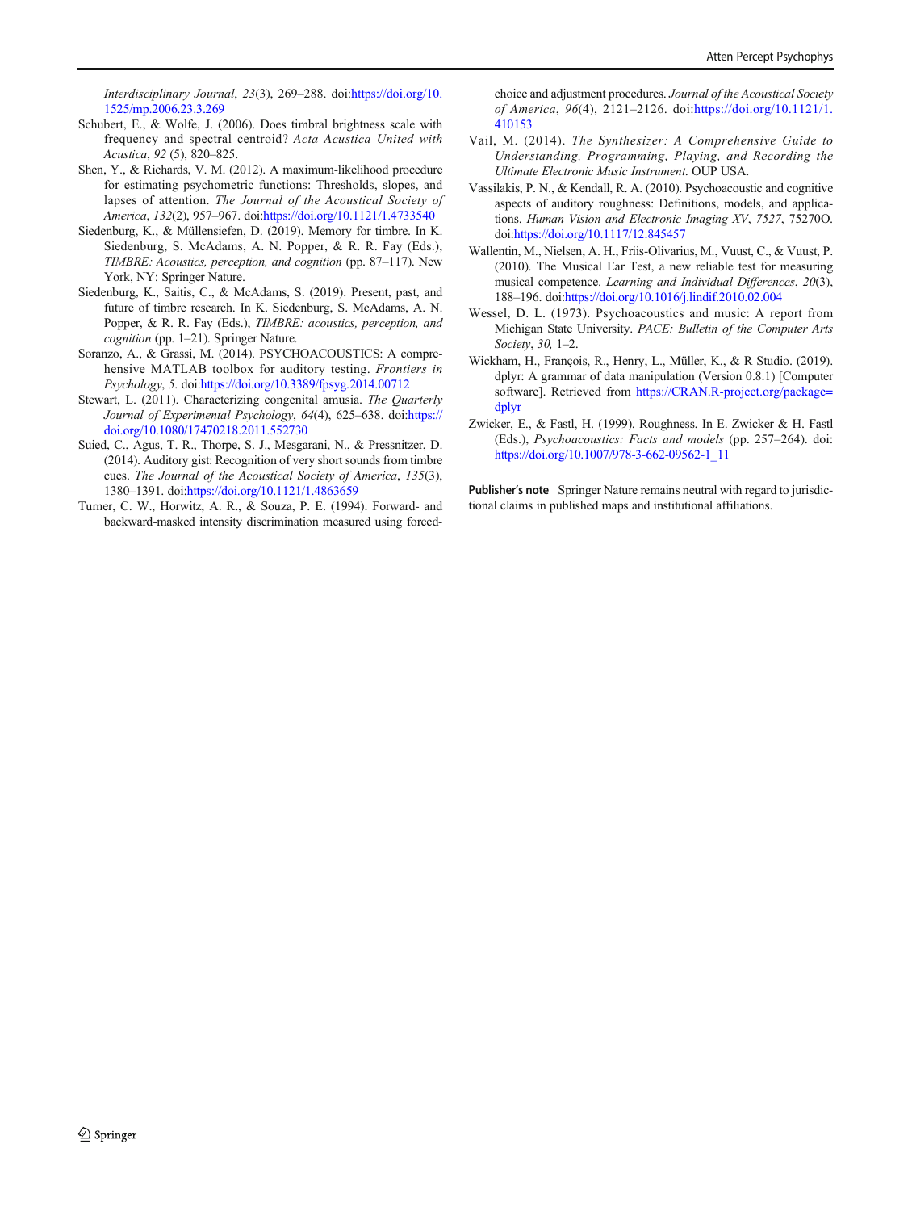*Interdisciplinary Journal*, *23*(3), 269–288. doi:https://doi.org/10.1525/mp.2006.23.3.269

Schubert, E., & Wolfe, J. (2006). Does timbral brightness scale with frequency and spectral centroid? *Acta Acustica United with Acustica*, *92* (5), 820–825.

Shen, Y., & Richards, V. M. (2012). A maximum-likelihood procedure for estimating psychometric functions: Thresholds, slopes, and lapses of attention. *The Journal of the Acoustical Society of America*, *132*(2), 957–967. doi:https://doi.org/10.1121/1.4733540

Siedenburg, K., & Müllensiefen, D. (2019). Memory for timbre. In K. Siedenburg, S. McAdams, A. N. Popper, & R. R. Fay (Eds.), *TIMBRE: Acoustics, perception, and cognition* (pp. 87–117). New York, NY: Springer Nature.

Siedenburg, K., Saitis, C., & McAdams, S. (2019). Present, past, and future of timbre research. In K. Siedenburg, S. McAdams, A. N. Popper, & R. R. Fay (Eds.), *TIMBRE: acoustics, perception, and cognition* (pp. 1–21). Springer Nature.

Soranzo, A., & Grassi, M. (2014). PSYCHOACOUSTICS: A comprehensive MATLAB toolbox for auditory testing. *Frontiers in Psychology*, *5*. doi:https://doi.org/10.3389/fpsyg.2014.00712

Stewart, L. (2011). Characterizing congenital amusia. *The Quarterly Journal of Experimental Psychology*, *64*(4), 625–638. doi:https://doi.org/10.1080/17470218.2011.552730

Suied, C., Agus, T. R., Thorpe, S. J., Mesgarani, N., & Pressnitzer, D. (2014). Auditory gist: Recognition of very short sounds from timbre cues. *The Journal of the Acoustical Society of America*, *135*(3), 1380–1391. doi:https://doi.org/10.1121/1.4863659

Turner, C. W., Horwitz, A. R., & Souza, P. E. (1994). Forward- and backward-masked intensity discrimination measured using forced-choice and adjustment procedures. *Journal of the Acoustical Society of America*, *96*(4), 2121–2126. doi:https://doi.org/10.1121/1.410153

Vail, M. (2014). *The Synthesizer: A Comprehensive Guide to Understanding, Programming, Playing, and Recording the Ultimate Electronic Music Instrument*. OUP USA.

Vassilakis, P. N., & Kendall, R. A. (2010). Psychoacoustic and cognitive aspects of auditory roughness: Definitions, models, and applications. *Human Vision and Electronic Imaging XV*, *7527*, 75270O. doi:https://doi.org/10.1117/12.845457

Wallentin, M., Nielsen, A. H., Friis-Olivarius, M., Vuust, C., & Vuust, P. (2010). The Musical Ear Test, a new reliable test for measuring musical competence. *Learning and Individual Differences*, *20*(3), 188–196. doi:https://doi.org/10.1016/j.lindif.2010.02.004

Wessel, D. L. (1973). Psychoacoustics and music: A report from Michigan State University. *PACE: Bulletin of the Computer Arts Society*, *30*, 1–2.

Wickham, H., François, R., Henry, L., Müller, K., & R Studio. (2019). dplyr: A grammar of data manipulation (Version 0.8.1) [Computer software]. Retrieved from https://CRAN.R-project.org/package=dplyr

Zwicker, E., & Fastl, H. (1999). Roughness. In E. Zwicker & H. Fastl (Eds.), *Psychoacoustics: Facts and models* (pp. 257–264). doi:https://doi.org/10.1007/978-3-662-09562-1_11

**Publisher's note** Springer Nature remains neutral with regard to jurisdictional claims in published maps and institutional affiliations.